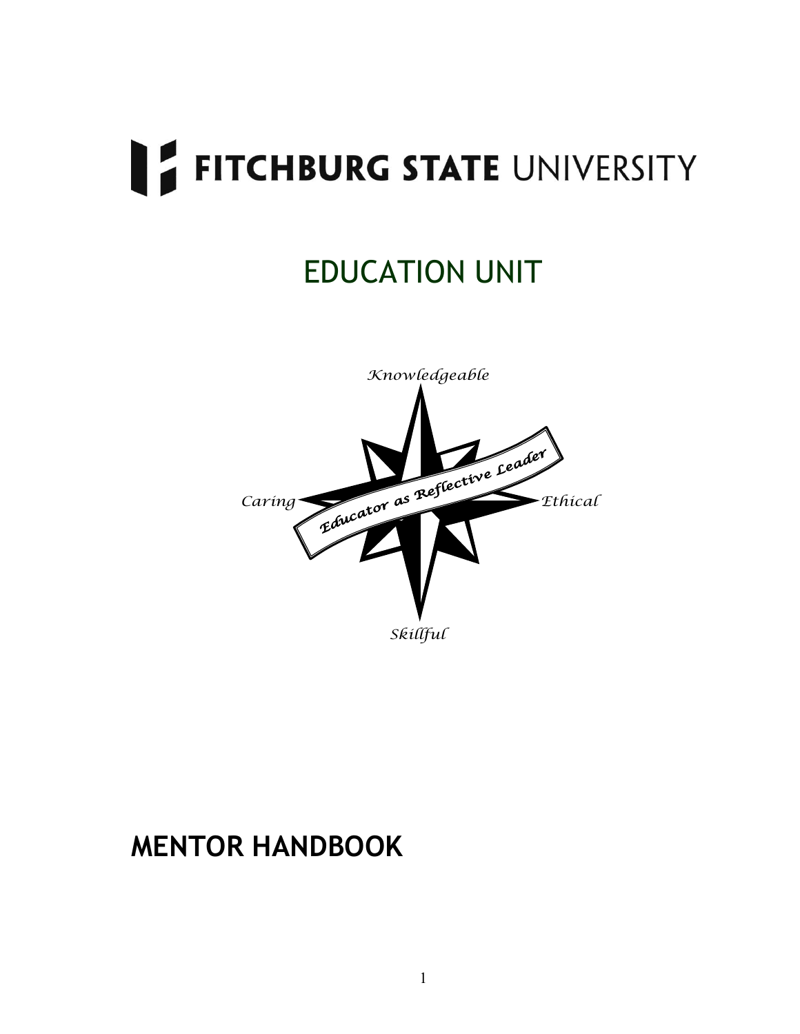# FITCHBURG STATE UNIVERSITY

## EDUCATION UNIT

*Knowledgeable*

*Caring* — *Educator as Reflective Leader* — *Ethical*

*Skillful*

# MENTOR HANDBOOK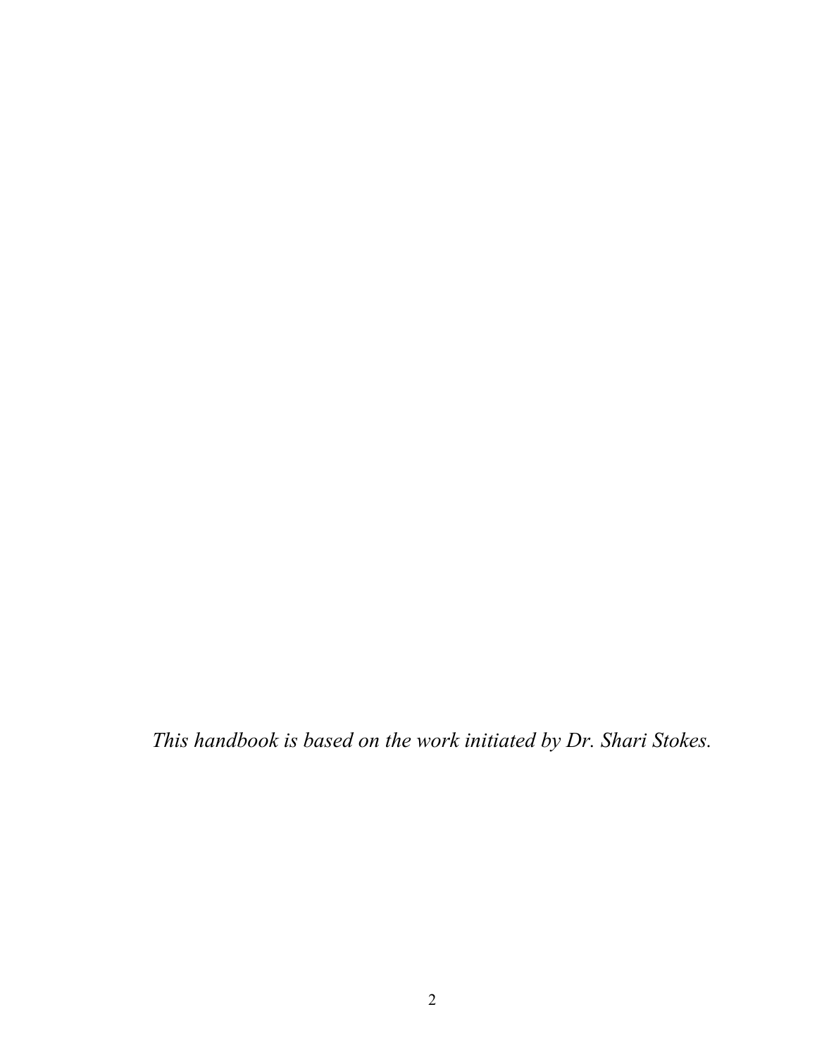*This handbook is based on the work initiated by Dr. Shari Stokes.*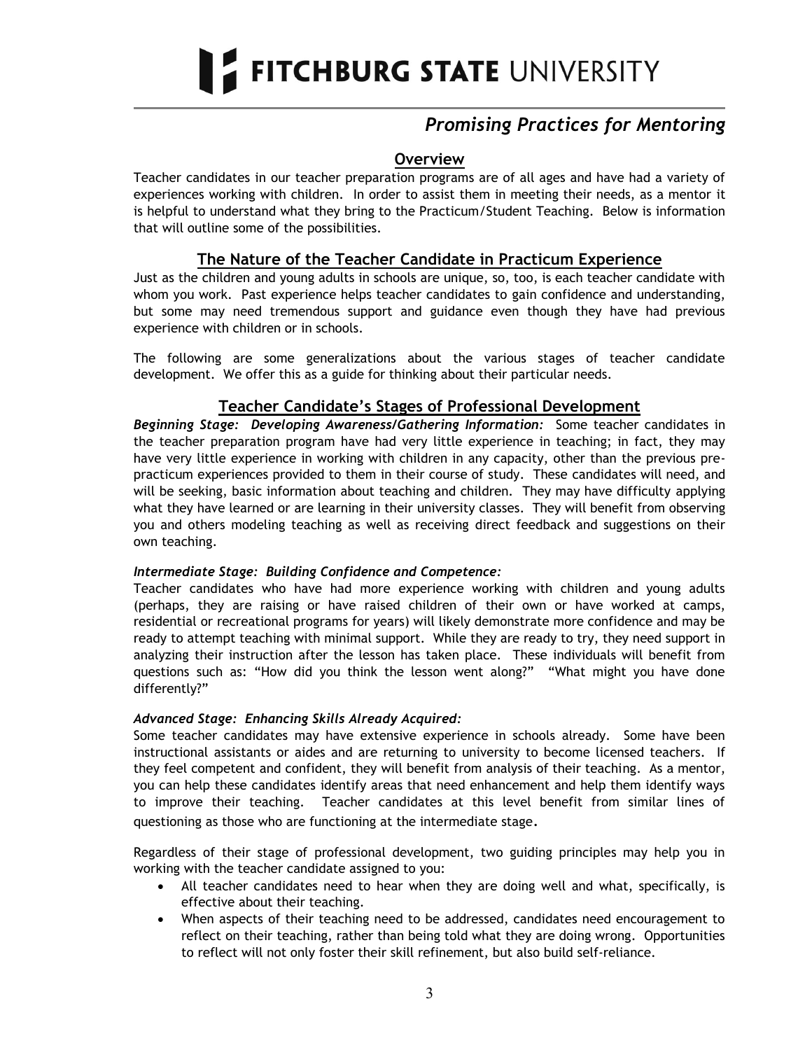# FITCHBURG STATE UNIVERSITY

## *Promising Practices for Mentoring*

### Overview

Teacher candidates in our teacher preparation programs are of all ages and have had a variety of experiences working with children. In order to assist them in meeting their needs, as a mentor it is helpful to understand what they bring to the Practicum/Student Teaching. Below is information that will outline some of the possibilities.

### The Nature of the Teacher Candidate in Practicum Experience

Just as the children and young adults in schools are unique, so, too, is each teacher candidate with whom you work. Past experience helps teacher candidates to gain confidence and understanding, but some may need tremendous support and guidance even though they have had previous experience with children or in schools.

The following are some generalizations about the various stages of teacher candidate development. We offer this as a guide for thinking about their particular needs.

### Teacher Candidate's Stages of Professional Development

***Beginning Stage: Developing Awareness/Gathering Information:*** Some teacher candidates in the teacher preparation program have had very little experience in teaching; in fact, they may have very little experience in working with children in any capacity, other than the previous pre-practicum experiences provided to them in their course of study. These candidates will need, and will be seeking, basic information about teaching and children. They may have difficulty applying what they have learned or are learning in their university classes. They will benefit from observing you and others modeling teaching as well as receiving direct feedback and suggestions on their own teaching.

***Intermediate Stage: Building Confidence and Competence:***

Teacher candidates who have had more experience working with children and young adults (perhaps, they are raising or have raised children of their own or have worked at camps, residential or recreational programs for years) will likely demonstrate more confidence and may be ready to attempt teaching with minimal support. While they are ready to try, they need support in analyzing their instruction after the lesson has taken place. These individuals will benefit from questions such as: "How did you think the lesson went along?" "What might you have done differently?"

***Advanced Stage: Enhancing Skills Already Acquired:***

Some teacher candidates may have extensive experience in schools already. Some have been instructional assistants or aides and are returning to university to become licensed teachers. If they feel competent and confident, they will benefit from analysis of their teaching. As a mentor, you can help these candidates identify areas that need enhancement and help them identify ways to improve their teaching. Teacher candidates at this level benefit from similar lines of questioning as those who are functioning at the intermediate stage.

Regardless of their stage of professional development, two guiding principles may help you in working with the teacher candidate assigned to you:

- All teacher candidates need to hear when they are doing well and what, specifically, is effective about their teaching.
- When aspects of their teaching need to be addressed, candidates need encouragement to reflect on their teaching, rather than being told what they are doing wrong. Opportunities to reflect will not only foster their skill refinement, but also build self-reliance.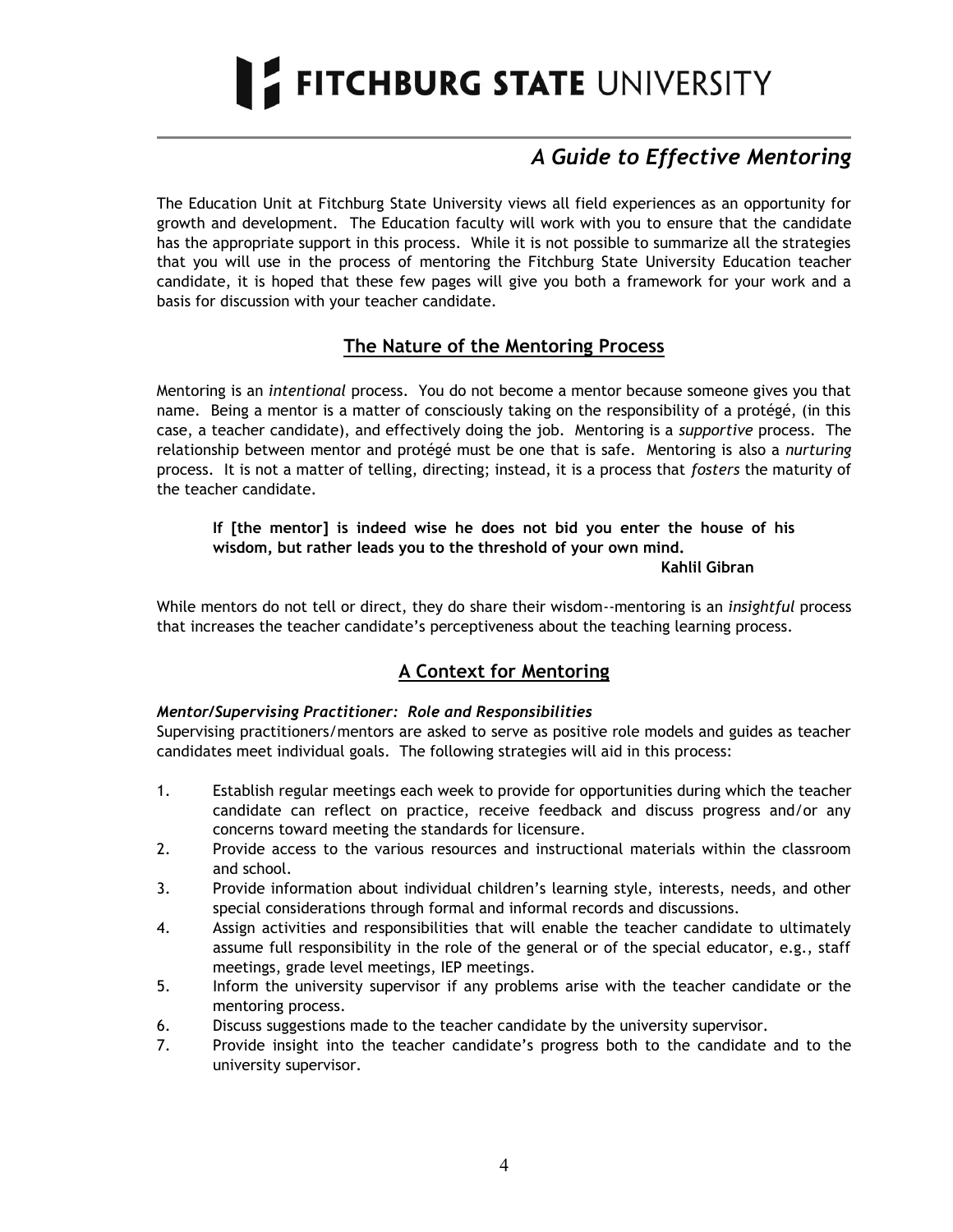# FITCHBURG STATE UNIVERSITY

## *A Guide to Effective Mentoring*

The Education Unit at Fitchburg State University views all field experiences as an opportunity for growth and development. The Education faculty will work with you to ensure that the candidate has the appropriate support in this process. While it is not possible to summarize all the strategies that you will use in the process of mentoring the Fitchburg State University Education teacher candidate, it is hoped that these few pages will give you both a framework for your work and a basis for discussion with your teacher candidate.

## The Nature of the Mentoring Process

Mentoring is an *intentional* process. You do not become a mentor because someone gives you that name. Being a mentor is a matter of consciously taking on the responsibility of a protégé, (in this case, a teacher candidate), and effectively doing the job. Mentoring is a *supportive* process. The relationship between mentor and protégé must be one that is safe. Mentoring is also a *nurturing* process. It is not a matter of telling, directing; instead, it is a process that *fosters* the maturity of the teacher candidate.

> **If [the mentor] is indeed wise he does not bid you enter the house of his wisdom, but rather leads you to the threshold of your own mind.**
>
> **Kahlil Gibran**

While mentors do not tell or direct, they do share their wisdom--mentoring is an *insightful* process that increases the teacher candidate's perceptiveness about the teaching learning process.

## A Context for Mentoring

***Mentor/Supervising Practitioner: Role and Responsibilities***

Supervising practitioners/mentors are asked to serve as positive role models and guides as teacher candidates meet individual goals. The following strategies will aid in this process:

1. Establish regular meetings each week to provide for opportunities during which the teacher candidate can reflect on practice, receive feedback and discuss progress and/or any concerns toward meeting the standards for licensure.
2. Provide access to the various resources and instructional materials within the classroom and school.
3. Provide information about individual children's learning style, interests, needs, and other special considerations through formal and informal records and discussions.
4. Assign activities and responsibilities that will enable the teacher candidate to ultimately assume full responsibility in the role of the general or of the special educator, e.g., staff meetings, grade level meetings, IEP meetings.
5. Inform the university supervisor if any problems arise with the teacher candidate or the mentoring process.
6. Discuss suggestions made to the teacher candidate by the university supervisor.
7. Provide insight into the teacher candidate's progress both to the candidate and to the university supervisor.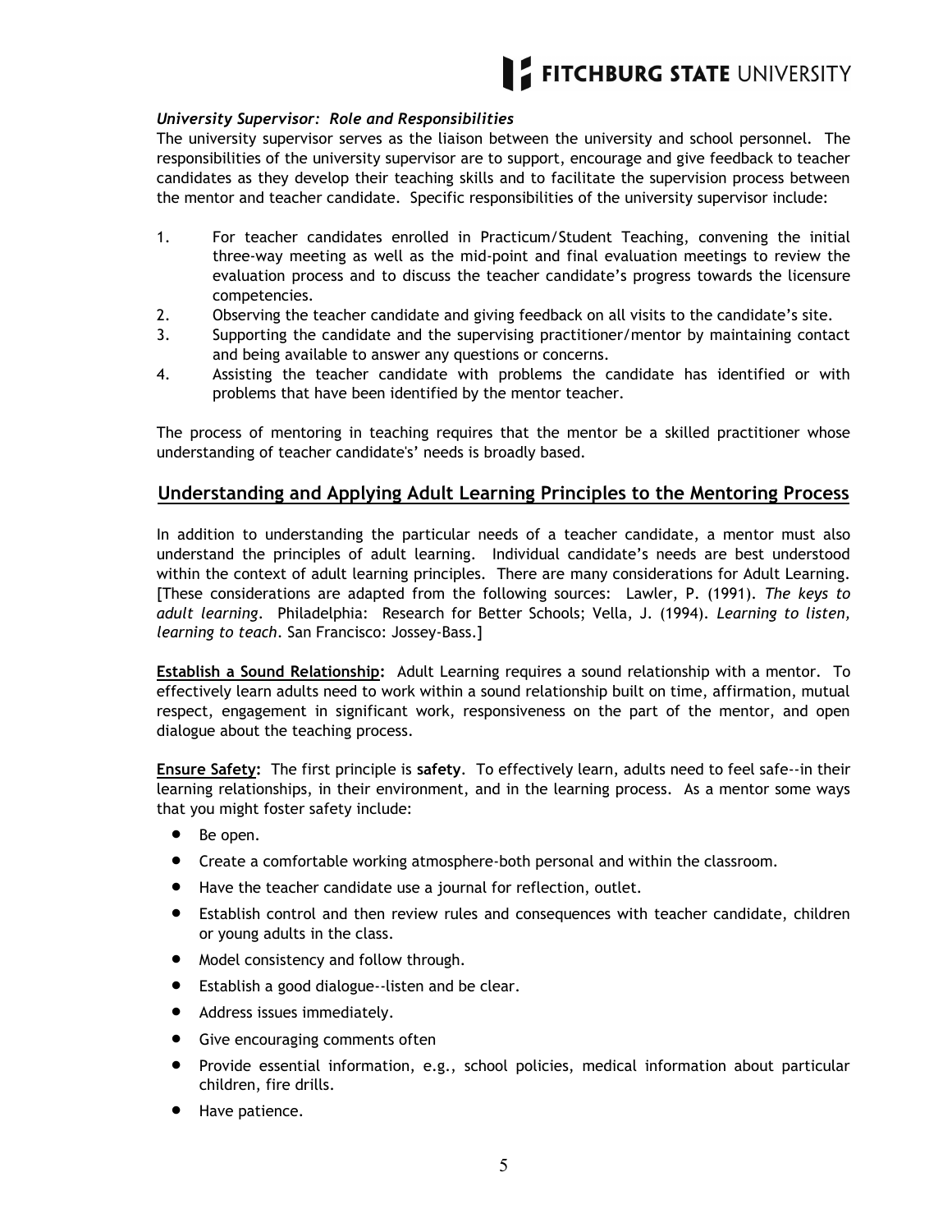*University Supervisor: Role and Responsibilities*
The university supervisor serves as the liaison between the university and school personnel. The responsibilities of the university supervisor are to support, encourage and give feedback to teacher candidates as they develop their teaching skills and to facilitate the supervision process between the mentor and teacher candidate. Specific responsibilities of the university supervisor include:

1. For teacher candidates enrolled in Practicum/Student Teaching, convening the initial three-way meeting as well as the mid-point and final evaluation meetings to review the evaluation process and to discuss the teacher candidate's progress towards the licensure competencies.
2. Observing the teacher candidate and giving feedback on all visits to the candidate's site.
3. Supporting the candidate and the supervising practitioner/mentor by maintaining contact and being available to answer any questions or concerns.
4. Assisting the teacher candidate with problems the candidate has identified or with problems that have been identified by the mentor teacher.

The process of mentoring in teaching requires that the mentor be a skilled practitioner whose understanding of teacher candidate's' needs is broadly based.

## Understanding and Applying Adult Learning Principles to the Mentoring Process

In addition to understanding the particular needs of a teacher candidate, a mentor must also understand the principles of adult learning. Individual candidate's needs are best understood within the context of adult learning principles. There are many considerations for Adult Learning. [These considerations are adapted from the following sources: Lawler, P. (1991). *The keys to adult learning*. Philadelphia: Research for Better Schools; Vella, J. (1994). *Learning to listen, learning to teach*. San Francisco: Jossey-Bass.]

**Establish a Sound Relationship:** Adult Learning requires a sound relationship with a mentor. To effectively learn adults need to work within a sound relationship built on time, affirmation, mutual respect, engagement in significant work, responsiveness on the part of the mentor, and open dialogue about the teaching process.

**Ensure Safety:** The first principle is **safety**. To effectively learn, adults need to feel safe--in their learning relationships, in their environment, and in the learning process. As a mentor some ways that you might foster safety include:

- Be open.
- Create a comfortable working atmosphere-both personal and within the classroom.
- Have the teacher candidate use a journal for reflection, outlet.
- Establish control and then review rules and consequences with teacher candidate, children or young adults in the class.
- Model consistency and follow through.
- Establish a good dialogue--listen and be clear.
- Address issues immediately.
- Give encouraging comments often
- Provide essential information, e.g., school policies, medical information about particular children, fire drills.
- Have patience.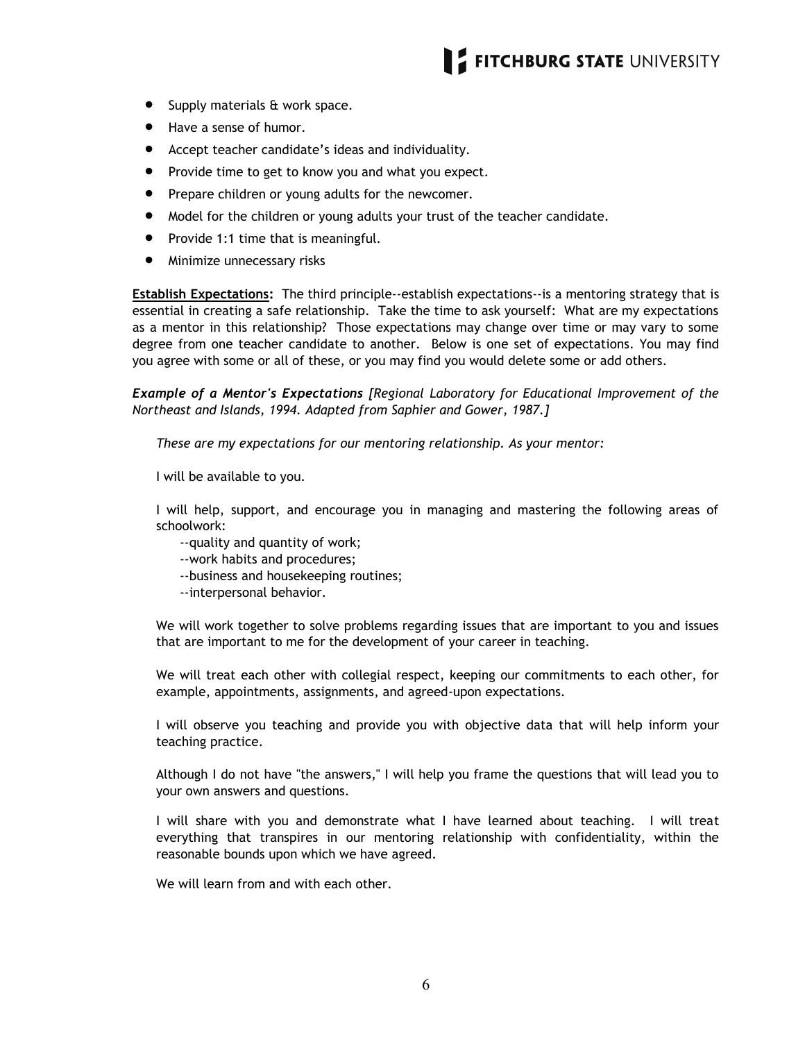- Supply materials & work space.
- Have a sense of humor.
- Accept teacher candidate's ideas and individuality.
- Provide time to get to know you and what you expect.
- Prepare children or young adults for the newcomer.
- Model for the children or young adults your trust of the teacher candidate.
- Provide 1:1 time that is meaningful.
- Minimize unnecessary risks

**Establish Expectations:** The third principle--establish expectations--is a mentoring strategy that is essential in creating a safe relationship. Take the time to ask yourself: What are my expectations as a mentor in this relationship? Those expectations may change over time or may vary to some degree from one teacher candidate to another. Below is one set of expectations. You may find you agree with some or all of these, or you may find you would delete some or add others.

***Example of a Mentor's Expectations*** *[Regional Laboratory for Educational Improvement of the Northeast and Islands, 1994. Adapted from Saphier and Gower, 1987.]*

> *These are my expectations for our mentoring relationship. As your mentor:*
>
> I will be available to you.
>
> I will help, support, and encourage you in managing and mastering the following areas of schoolwork:
>
> --quality and quantity of work;
> --work habits and procedures;
> --business and housekeeping routines;
> --interpersonal behavior.
>
> We will work together to solve problems regarding issues that are important to you and issues that are important to me for the development of your career in teaching.
>
> We will treat each other with collegial respect, keeping our commitments to each other, for example, appointments, assignments, and agreed-upon expectations.
>
> I will observe you teaching and provide you with objective data that will help inform your teaching practice.
>
> Although I do not have "the answers," I will help you frame the questions that will lead you to your own answers and questions.
>
> I will share with you and demonstrate what I have learned about teaching. I will treat everything that transpires in our mentoring relationship with confidentiality, within the reasonable bounds upon which we have agreed.
>
> We will learn from and with each other.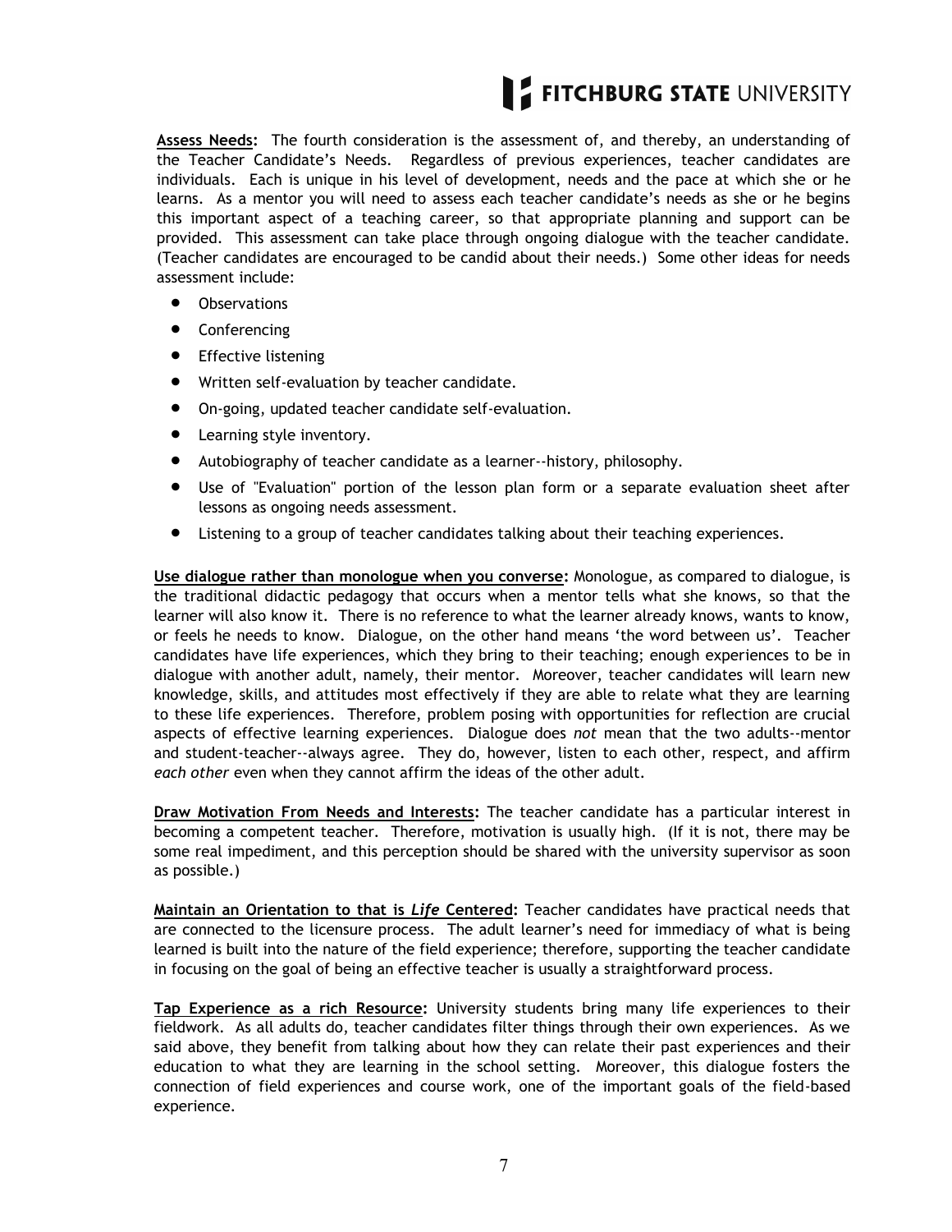**Assess Needs:** The fourth consideration is the assessment of, and thereby, an understanding of the Teacher Candidate's Needs. Regardless of previous experiences, teacher candidates are individuals. Each is unique in his level of development, needs and the pace at which she or he learns. As a mentor you will need to assess each teacher candidate's needs as she or he begins this important aspect of a teaching career, so that appropriate planning and support can be provided. This assessment can take place through ongoing dialogue with the teacher candidate. (Teacher candidates are encouraged to be candid about their needs.) Some other ideas for needs assessment include:

- Observations
- Conferencing
- Effective listening
- Written self-evaluation by teacher candidate.
- On-going, updated teacher candidate self-evaluation.
- Learning style inventory.
- Autobiography of teacher candidate as a learner--history, philosophy.
- Use of "Evaluation" portion of the lesson plan form or a separate evaluation sheet after lessons as ongoing needs assessment.
- Listening to a group of teacher candidates talking about their teaching experiences.

**Use dialogue rather than monologue when you converse:** Monologue, as compared to dialogue, is the traditional didactic pedagogy that occurs when a mentor tells what she knows, so that the learner will also know it. There is no reference to what the learner already knows, wants to know, or feels he needs to know. Dialogue, on the other hand means 'the word between us'. Teacher candidates have life experiences, which they bring to their teaching; enough experiences to be in dialogue with another adult, namely, their mentor. Moreover, teacher candidates will learn new knowledge, skills, and attitudes most effectively if they are able to relate what they are learning to these life experiences. Therefore, problem posing with opportunities for reflection are crucial aspects of effective learning experiences. Dialogue does *not* mean that the two adults--mentor and student-teacher--always agree. They do, however, listen to each other, respect, and affirm *each other* even when they cannot affirm the ideas of the other adult.

**Draw Motivation From Needs and Interests:** The teacher candidate has a particular interest in becoming a competent teacher. Therefore, motivation is usually high. (If it is not, there may be some real impediment, and this perception should be shared with the university supervisor as soon as possible.)

**Maintain an Orientation to that is *Life* Centered:** Teacher candidates have practical needs that are connected to the licensure process. The adult learner's need for immediacy of what is being learned is built into the nature of the field experience; therefore, supporting the teacher candidate in focusing on the goal of being an effective teacher is usually a straightforward process.

**Tap Experience as a rich Resource:** University students bring many life experiences to their fieldwork. As all adults do, teacher candidates filter things through their own experiences. As we said above, they benefit from talking about how they can relate their past experiences and their education to what they are learning in the school setting. Moreover, this dialogue fosters the connection of field experiences and course work, one of the important goals of the field-based experience.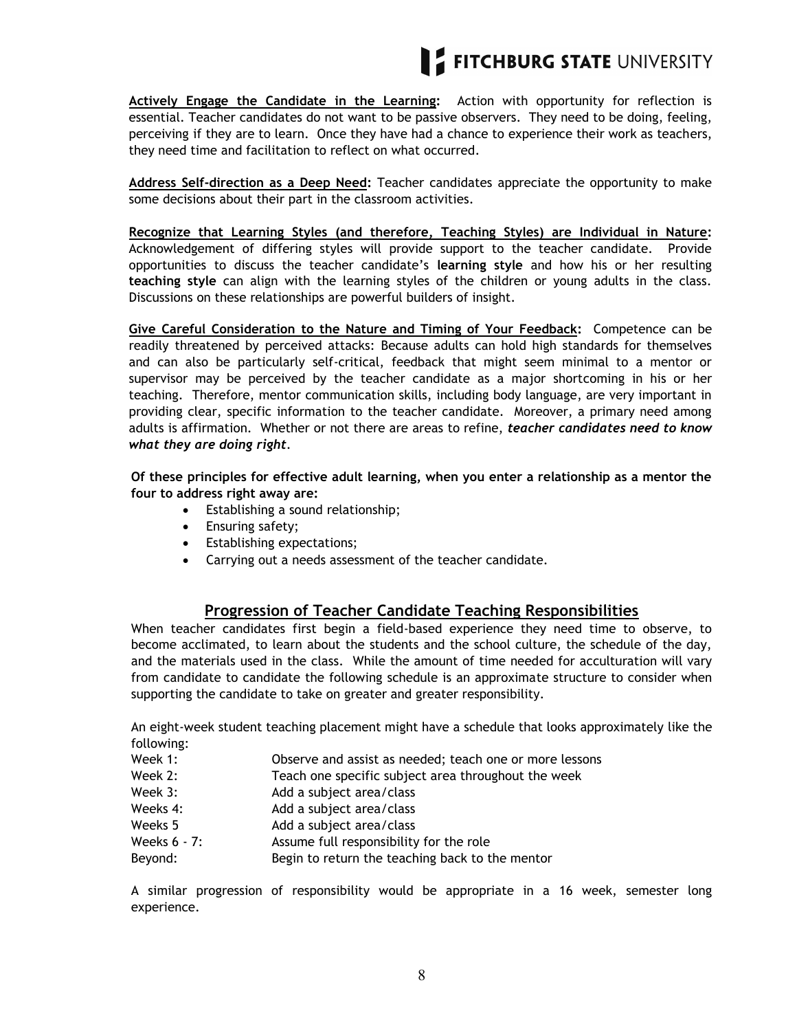**<u>Actively Engage the Candidate in the Learning</u>:** Action with opportunity for reflection is essential. Teacher candidates do not want to be passive observers. They need to be doing, feeling, perceiving if they are to learn. Once they have had a chance to experience their work as teachers, they need time and facilitation to reflect on what occurred.

**<u>Address Self-direction as a Deep Need</u>:** Teacher candidates appreciate the opportunity to make some decisions about their part in the classroom activities.

**<u>Recognize that Learning Styles (and therefore, Teaching Styles) are Individual in Nature</u>:** Acknowledgement of differing styles will provide support to the teacher candidate. Provide opportunities to discuss the teacher candidate's **learning style** and how his or her resulting **teaching style** can align with the learning styles of the children or young adults in the class. Discussions on these relationships are powerful builders of insight.

**<u>Give Careful Consideration to the Nature and Timing of Your Feedback</u>:** Competence can be readily threatened by perceived attacks: Because adults can hold high standards for themselves and can also be particularly self-critical, feedback that might seem minimal to a mentor or supervisor may be perceived by the teacher candidate as a major shortcoming in his or her teaching. Therefore, mentor communication skills, including body language, are very important in providing clear, specific information to the teacher candidate. Moreover, a primary need among adults is affirmation. Whether or not there are areas to refine, ***teacher candidates need to know what they are doing right***.

**Of these principles for effective adult learning, when you enter a relationship as a mentor the four to address right away are:**

- Establishing a sound relationship;
- Ensuring safety;
- Establishing expectations;
- Carrying out a needs assessment of the teacher candidate.

## <u>Progression of Teacher Candidate Teaching Responsibilities</u>

When teacher candidates first begin a field-based experience they need time to observe, to become acclimated, to learn about the students and the school culture, the schedule of the day, and the materials used in the class. While the amount of time needed for acculturation will vary from candidate to candidate the following schedule is an approximate structure to consider when supporting the candidate to take on greater and greater responsibility.

An eight-week student teaching placement might have a schedule that looks approximately like the following:

| | |
|---|---|
| Week 1: | Observe and assist as needed; teach one or more lessons |
| Week 2: | Teach one specific subject area throughout the week |
| Week 3: | Add a subject area/class |
| Weeks 4: | Add a subject area/class |
| Weeks 5 | Add a subject area/class |
| Weeks 6 - 7: | Assume full responsibility for the role |
| Beyond: | Begin to return the teaching back to the mentor |

A similar progression of responsibility would be appropriate in a 16 week, semester long experience.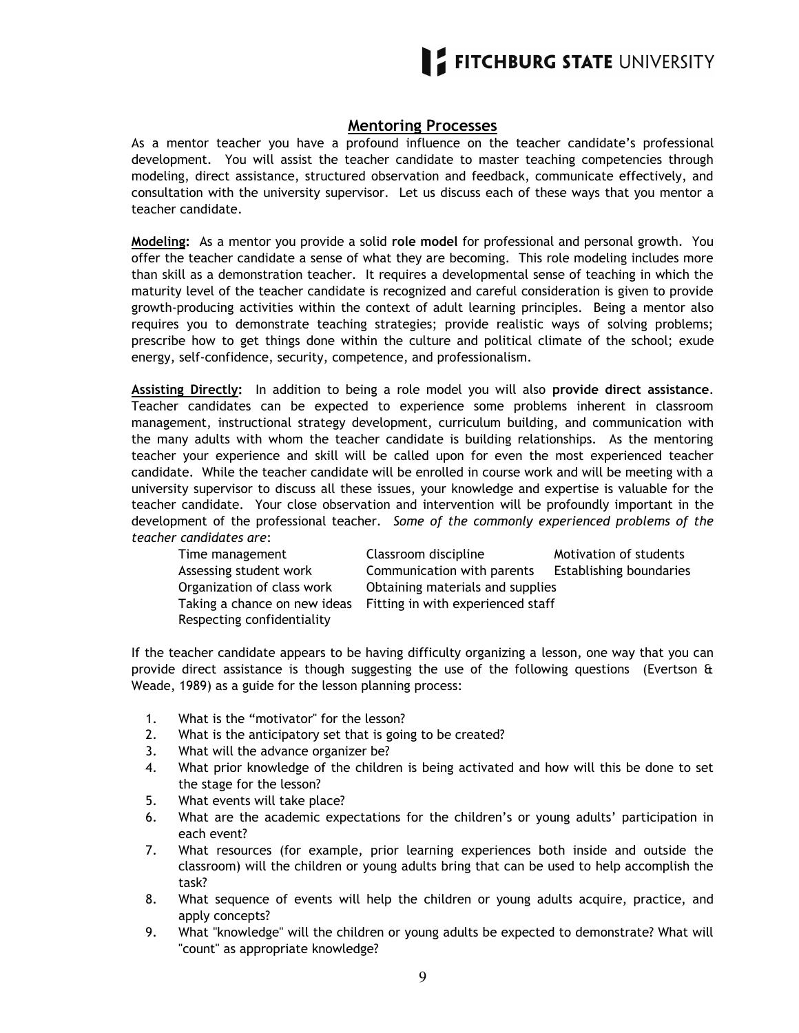## Mentoring Processes

As a mentor teacher you have a profound influence on the teacher candidate's professional development. You will assist the teacher candidate to master teaching competencies through modeling, direct assistance, structured observation and feedback, communicate effectively, and consultation with the university supervisor. Let us discuss each of these ways that you mentor a teacher candidate.

**Modeling:** As a mentor you provide a solid **role model** for professional and personal growth. You offer the teacher candidate a sense of what they are becoming. This role modeling includes more than skill as a demonstration teacher. It requires a developmental sense of teaching in which the maturity level of the teacher candidate is recognized and careful consideration is given to provide growth-producing activities within the context of adult learning principles. Being a mentor also requires you to demonstrate teaching strategies; provide realistic ways of solving problems; prescribe how to get things done within the culture and political climate of the school; exude energy, self-confidence, security, competence, and professionalism.

**Assisting Directly:** In addition to being a role model you will also **provide direct assistance**. Teacher candidates can be expected to experience some problems inherent in classroom management, instructional strategy development, curriculum building, and communication with the many adults with whom the teacher candidate is building relationships. As the mentoring teacher your experience and skill will be called upon for even the most experienced teacher candidate. While the teacher candidate will be enrolled in course work and will be meeting with a university supervisor to discuss all these issues, your knowledge and expertise is valuable for the teacher candidate. Your close observation and intervention will be profoundly important in the development of the professional teacher. *Some of the commonly experienced problems of the teacher candidates are*:

- Time management
- Classroom discipline
- Motivation of students
- Assessing student work
- Communication with parents
- Establishing boundaries
- Organization of class work
- Obtaining materials and supplies
- Taking a chance on new ideas
- Fitting in with experienced staff
- Respecting confidentiality

If the teacher candidate appears to be having difficulty organizing a lesson, one way that you can provide direct assistance is though suggesting the use of the following questions (Evertson & Weade, 1989) as a guide for the lesson planning process:

1. What is the "motivator" for the lesson?
2. What is the anticipatory set that is going to be created?
3. What will the advance organizer be?
4. What prior knowledge of the children is being activated and how will this be done to set the stage for the lesson?
5. What events will take place?
6. What are the academic expectations for the children's or young adults' participation in each event?
7. What resources (for example, prior learning experiences both inside and outside the classroom) will the children or young adults bring that can be used to help accomplish the task?
8. What sequence of events will help the children or young adults acquire, practice, and apply concepts?
9. What "knowledge" will the children or young adults be expected to demonstrate? What will "count" as appropriate knowledge?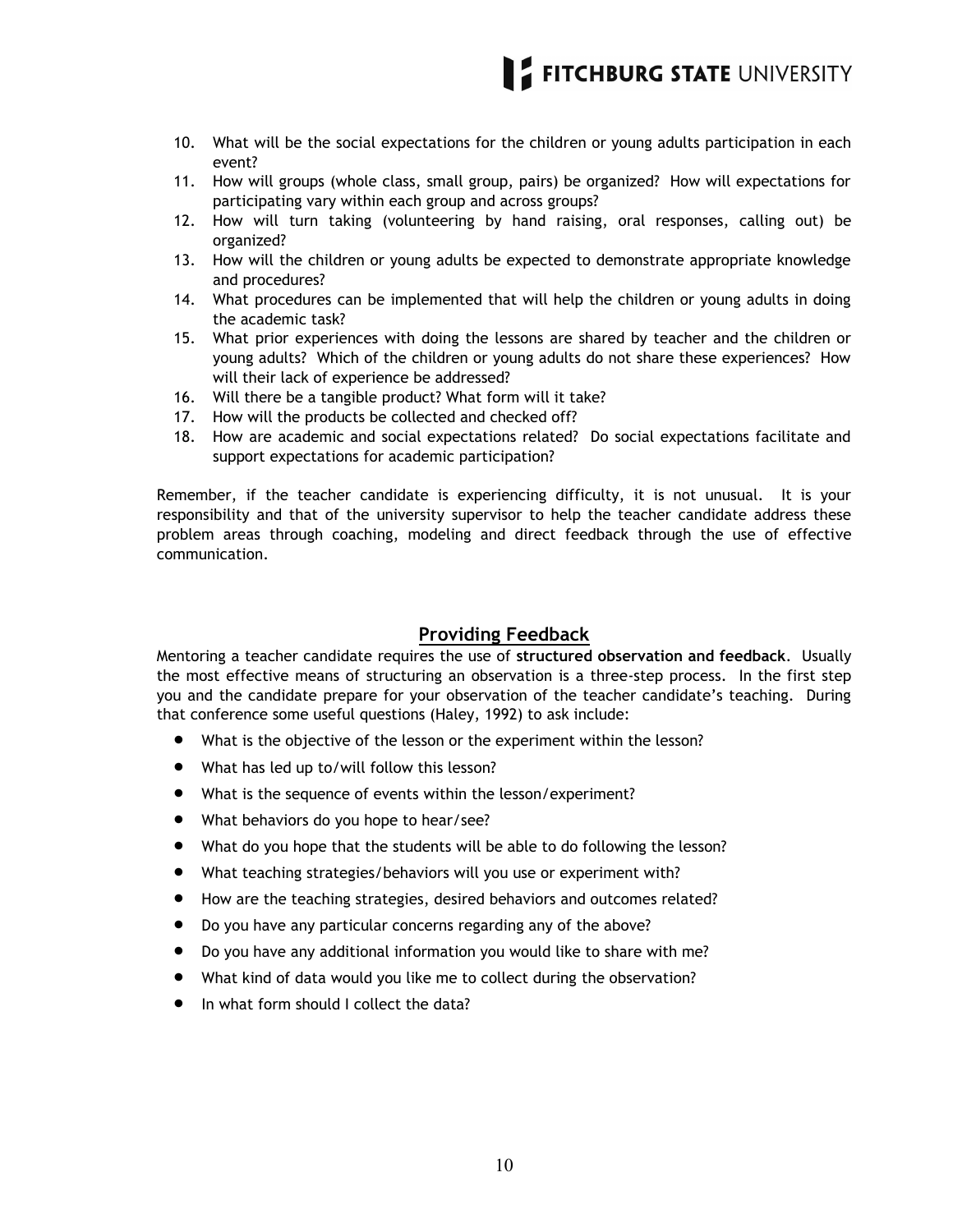10. What will be the social expectations for the children or young adults participation in each event?
11. How will groups (whole class, small group, pairs) be organized? How will expectations for participating vary within each group and across groups?
12. How will turn taking (volunteering by hand raising, oral responses, calling out) be organized?
13. How will the children or young adults be expected to demonstrate appropriate knowledge and procedures?
14. What procedures can be implemented that will help the children or young adults in doing the academic task?
15. What prior experiences with doing the lessons are shared by teacher and the children or young adults? Which of the children or young adults do not share these experiences? How will their lack of experience be addressed?
16. Will there be a tangible product? What form will it take?
17. How will the products be collected and checked off?
18. How are academic and social expectations related? Do social expectations facilitate and support expectations for academic participation?

Remember, if the teacher candidate is experiencing difficulty, it is not unusual. It is your responsibility and that of the university supervisor to help the teacher candidate address these problem areas through coaching, modeling and direct feedback through the use of effective communication.

## Providing Feedback

Mentoring a teacher candidate requires the use of **structured observation and feedback**. Usually the most effective means of structuring an observation is a three-step process. In the first step you and the candidate prepare for your observation of the teacher candidate's teaching. During that conference some useful questions (Haley, 1992) to ask include:

- What is the objective of the lesson or the experiment within the lesson?
- What has led up to/will follow this lesson?
- What is the sequence of events within the lesson/experiment?
- What behaviors do you hope to hear/see?
- What do you hope that the students will be able to do following the lesson?
- What teaching strategies/behaviors will you use or experiment with?
- How are the teaching strategies, desired behaviors and outcomes related?
- Do you have any particular concerns regarding any of the above?
- Do you have any additional information you would like to share with me?
- What kind of data would you like me to collect during the observation?
- In what form should I collect the data?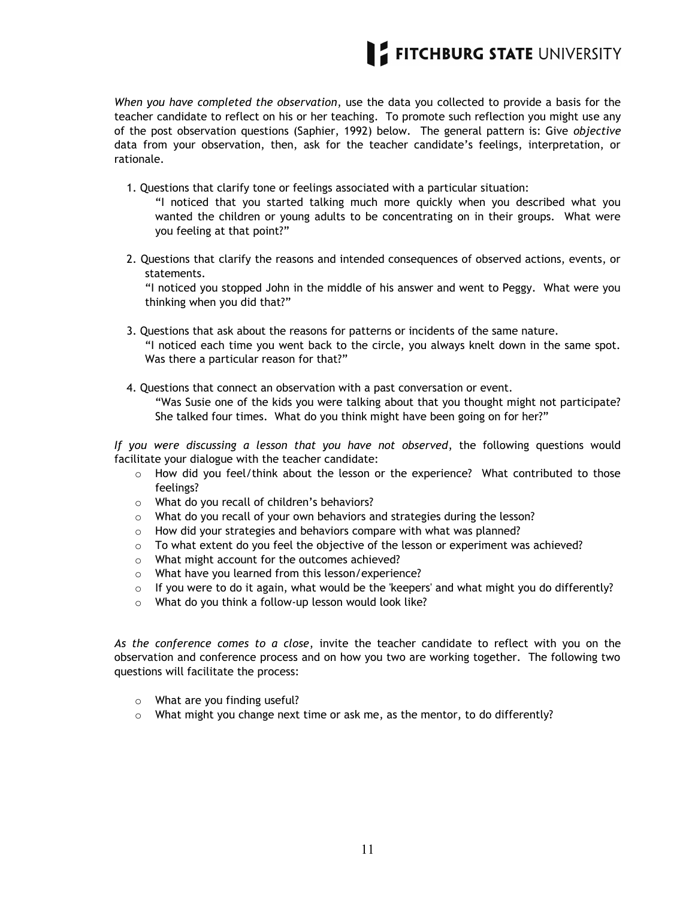*When you have completed the observation*, use the data you collected to provide a basis for the teacher candidate to reflect on his or her teaching. To promote such reflection you might use any of the post observation questions (Saphier, 1992) below. The general pattern is: Give *objective* data from your observation, then, ask for the teacher candidate's feelings, interpretation, or rationale.

1. Questions that clarify tone or feelings associated with a particular situation:
   "I noticed that you started talking much more quickly when you described what you wanted the children or young adults to be concentrating on in their groups. What were you feeling at that point?"

2. Questions that clarify the reasons and intended consequences of observed actions, events, or statements.
   "I noticed you stopped John in the middle of his answer and went to Peggy. What were you thinking when you did that?"

3. Questions that ask about the reasons for patterns or incidents of the same nature.
   "I noticed each time you went back to the circle, you always knelt down in the same spot. Was there a particular reason for that?"

4. Questions that connect an observation with a past conversation or event.
   "Was Susie one of the kids you were talking about that you thought might not participate? She talked four times. What do you think might have been going on for her?"

*If you were discussing a lesson that you have not observed*, the following questions would facilitate your dialogue with the teacher candidate:

- How did you feel/think about the lesson or the experience? What contributed to those feelings?
- What do you recall of children's behaviors?
- What do you recall of your own behaviors and strategies during the lesson?
- How did your strategies and behaviors compare with what was planned?
- To what extent do you feel the objective of the lesson or experiment was achieved?
- What might account for the outcomes achieved?
- What have you learned from this lesson/experience?
- If you were to do it again, what would be the 'keepers' and what might you do differently?
- What do you think a follow-up lesson would look like?

*As the conference comes to a close*, invite the teacher candidate to reflect with you on the observation and conference process and on how you two are working together. The following two questions will facilitate the process:

- What are you finding useful?
- What might you change next time or ask me, as the mentor, to do differently?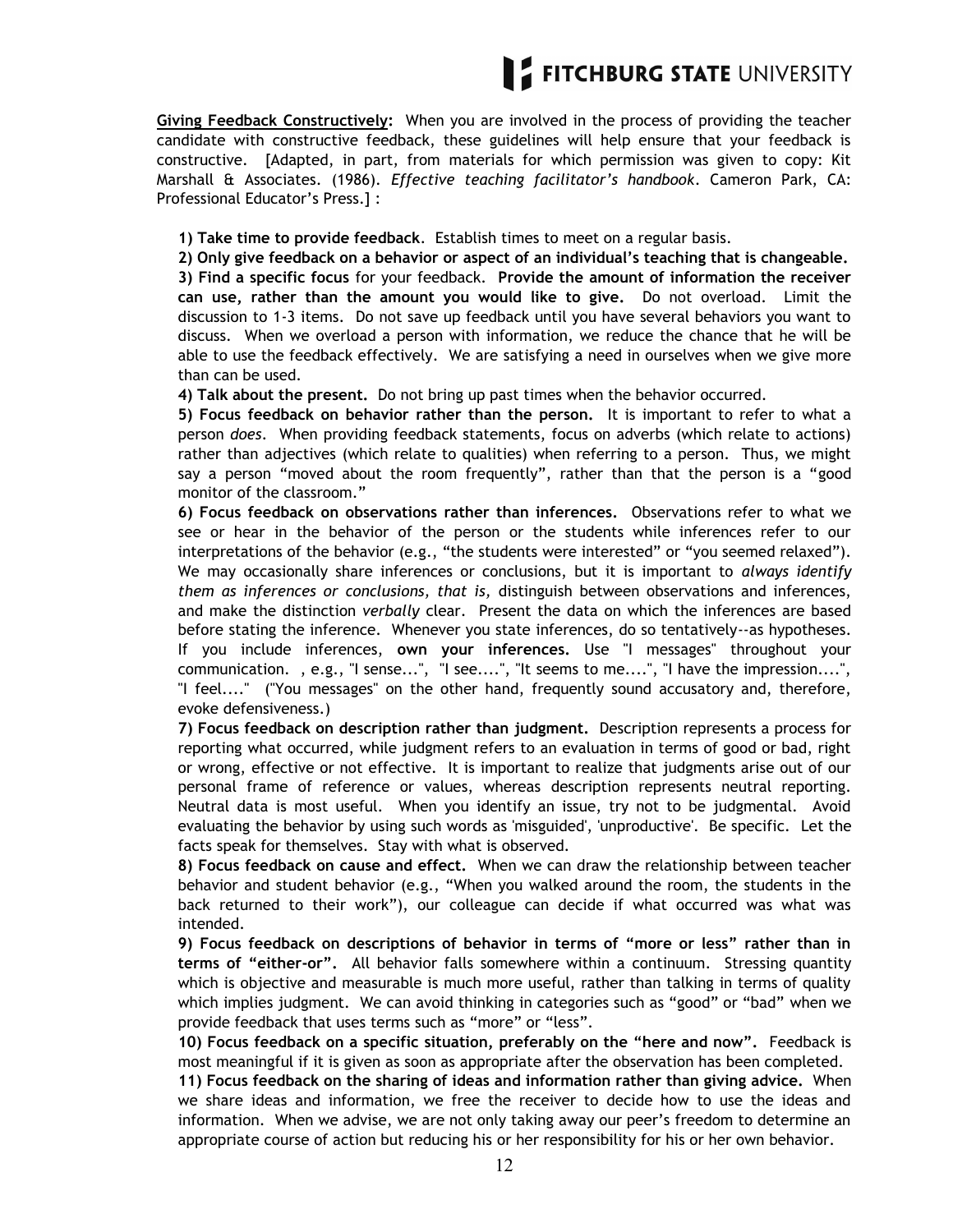**Giving Feedback Constructively:** When you are involved in the process of providing the teacher candidate with constructive feedback, these guidelines will help ensure that your feedback is constructive. [Adapted, in part, from materials for which permission was given to copy: Kit Marshall & Associates. (1986). *Effective teaching facilitator's handbook*. Cameron Park, CA: Professional Educator's Press.] :

**1) Take time to provide feedback**. Establish times to meet on a regular basis.

**2) Only give feedback on a behavior or aspect of an individual's teaching that is changeable.**

**3) Find a specific focus** for your feedback. **Provide the amount of information the receiver can use, rather than the amount you would like to give.** Do not overload. Limit the discussion to 1-3 items. Do not save up feedback until you have several behaviors you want to discuss. When we overload a person with information, we reduce the chance that he will be able to use the feedback effectively. We are satisfying a need in ourselves when we give more than can be used.

**4) Talk about the present.** Do not bring up past times when the behavior occurred.

**5) Focus feedback on behavior rather than the person.** It is important to refer to what a person *does*. When providing feedback statements, focus on adverbs (which relate to actions) rather than adjectives (which relate to qualities) when referring to a person. Thus, we might say a person "moved about the room frequently", rather than that the person is a "good monitor of the classroom."

**6) Focus feedback on observations rather than inferences.** Observations refer to what we see or hear in the behavior of the person or the students while inferences refer to our interpretations of the behavior (e.g., "the students were interested" or "you seemed relaxed"). We may occasionally share inferences or conclusions, but it is important to *always identify them as inferences or conclusions, that is,* distinguish between observations and inferences, and make the distinction *verbally* clear. Present the data on which the inferences are based before stating the inference. Whenever you state inferences, do so tentatively--as hypotheses. If you include inferences, **own your inferences.** Use "I messages" throughout your communication. , e.g., "I sense...", "I see....", "It seems to me....", "I have the impression....", "I feel...." ("You messages" on the other hand, frequently sound accusatory and, therefore, evoke defensiveness.)

**7) Focus feedback on description rather than judgment.** Description represents a process for reporting what occurred, while judgment refers to an evaluation in terms of good or bad, right or wrong, effective or not effective. It is important to realize that judgments arise out of our personal frame of reference or values, whereas description represents neutral reporting. Neutral data is most useful. When you identify an issue, try not to be judgmental. Avoid evaluating the behavior by using such words as 'misguided', 'unproductive'. Be specific. Let the facts speak for themselves. Stay with what is observed.

**8) Focus feedback on cause and effect.** When we can draw the relationship between teacher behavior and student behavior (e.g., "When you walked around the room, the students in the back returned to their work"), our colleague can decide if what occurred was what was intended.

**9) Focus feedback on descriptions of behavior in terms of "more or less" rather than in terms of "either-or".** All behavior falls somewhere within a continuum. Stressing quantity which is objective and measurable is much more useful, rather than talking in terms of quality which implies judgment. We can avoid thinking in categories such as "good" or "bad" when we provide feedback that uses terms such as "more" or "less".

**10) Focus feedback on a specific situation, preferably on the "here and now".** Feedback is most meaningful if it is given as soon as appropriate after the observation has been completed.

**11) Focus feedback on the sharing of ideas and information rather than giving advice.** When we share ideas and information, we free the receiver to decide how to use the ideas and information. When we advise, we are not only taking away our peer's freedom to determine an appropriate course of action but reducing his or her responsibility for his or her own behavior.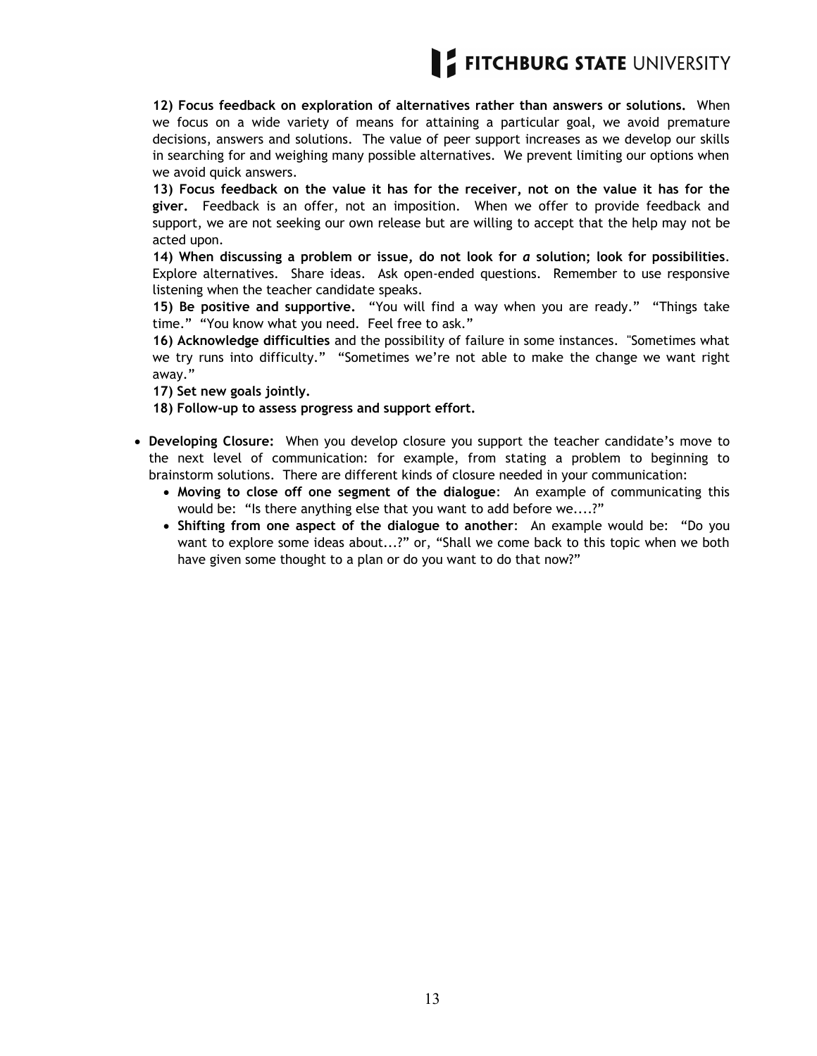**12) Focus feedback on exploration of alternatives rather than answers or solutions.** When we focus on a wide variety of means for attaining a particular goal, we avoid premature decisions, answers and solutions. The value of peer support increases as we develop our skills in searching for and weighing many possible alternatives. We prevent limiting our options when we avoid quick answers.

**13) Focus feedback on the value it has for the receiver, not on the value it has for the giver.** Feedback is an offer, not an imposition. When we offer to provide feedback and support, we are not seeking our own release but are willing to accept that the help may not be acted upon.

**14) When discussing a problem or issue, do not look for *a* solution; look for possibilities**. Explore alternatives. Share ideas. Ask open-ended questions. Remember to use responsive listening when the teacher candidate speaks.

**15) Be positive and supportive.** "You will find a way when you are ready." "Things take time." "You know what you need. Feel free to ask."

**16) Acknowledge difficulties** and the possibility of failure in some instances. "Sometimes what we try runs into difficulty." "Sometimes we're not able to make the change we want right away."

**17) Set new goals jointly.**

**18) Follow-up to assess progress and support effort.**

- **Developing Closure:** When you develop closure you support the teacher candidate's move to the next level of communication: for example, from stating a problem to beginning to brainstorm solutions. There are different kinds of closure needed in your communication:
  - **Moving to close off one segment of the dialogue**: An example of communicating this would be: "Is there anything else that you want to add before we....?"
  - **Shifting from one aspect of the dialogue to another**: An example would be: "Do you want to explore some ideas about...?" or, "Shall we come back to this topic when we both have given some thought to a plan or do you want to do that now?"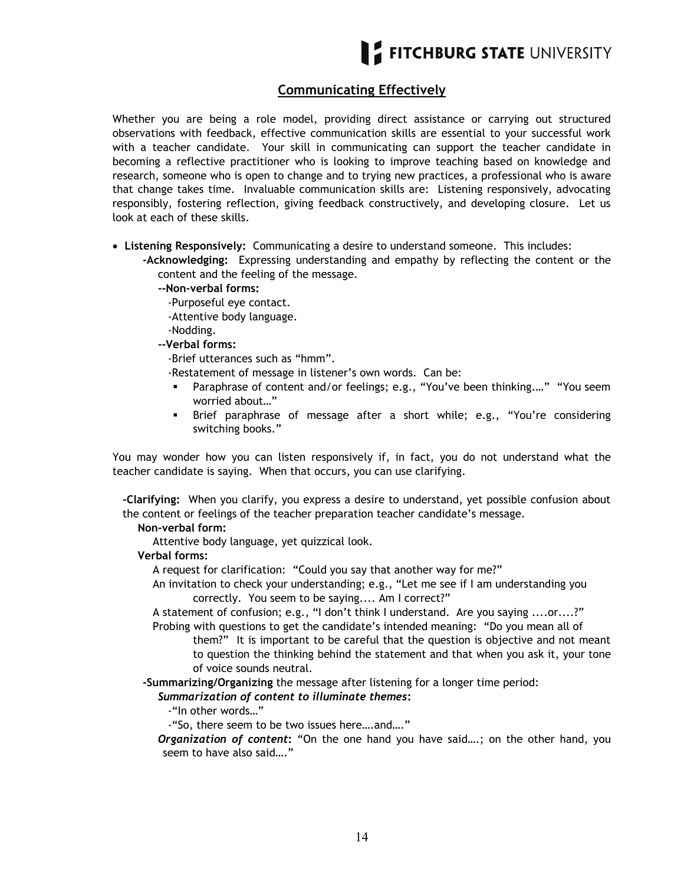## Communicating Effectively

Whether you are being a role model, providing direct assistance or carrying out structured observations with feedback, effective communication skills are essential to your successful work with a teacher candidate. Your skill in communicating can support the teacher candidate in becoming a reflective practitioner who is looking to improve teaching based on knowledge and research, someone who is open to change and to trying new practices, a professional who is aware that change takes time. Invaluable communication skills are: Listening responsively, advocating responsibly, fostering reflection, giving feedback constructively, and developing closure. Let us look at each of these skills.

- **Listening Responsively:** Communicating a desire to understand someone. This includes:
  - **-Acknowledging:** Expressing understanding and empathy by reflecting the content or the content and the feeling of the message.
    - **--Non-verbal forms:**
      - -Purposeful eye contact.
      - -Attentive body language.
      - -Nodding.
    - **--Verbal forms:**
      - -Brief utterances such as "hmm".
      - -Restatement of message in listener's own words. Can be:
        - Paraphrase of content and/or feelings; e.g., "You've been thinking…." "You seem worried about…"
        - Brief paraphrase of message after a short while; e.g., "You're considering switching books."

You may wonder how you can listen responsively if, in fact, you do not understand what the teacher candidate is saying. When that occurs, you can use clarifying.

**-Clarifying:** When you clarify, you express a desire to understand, yet possible confusion about the content or feelings of the teacher preparation teacher candidate's message.

**Non-verbal form:**

Attentive body language, yet quizzical look.

**Verbal forms:**

A request for clarification: "Could you say that another way for me?"

An invitation to check your understanding; e.g., "Let me see if I am understanding you correctly. You seem to be saying.... Am I correct?"

A statement of confusion; e.g., "I don't think I understand. Are you saying ....or....?"

Probing with questions to get the candidate's intended meaning: "Do you mean all of them?" It is important to be careful that the question is objective and not meant to question the thinking behind the statement and that when you ask it, your tone of voice sounds neutral.

**-Summarizing/Organizing** the message after listening for a longer time period:

***Summarization of content to illuminate themes*:**

-"In other words…"

-"So, there seem to be two issues here….and…."

***Organization of content*:** "On the one hand you have said….; on the other hand, you seem to have also said…."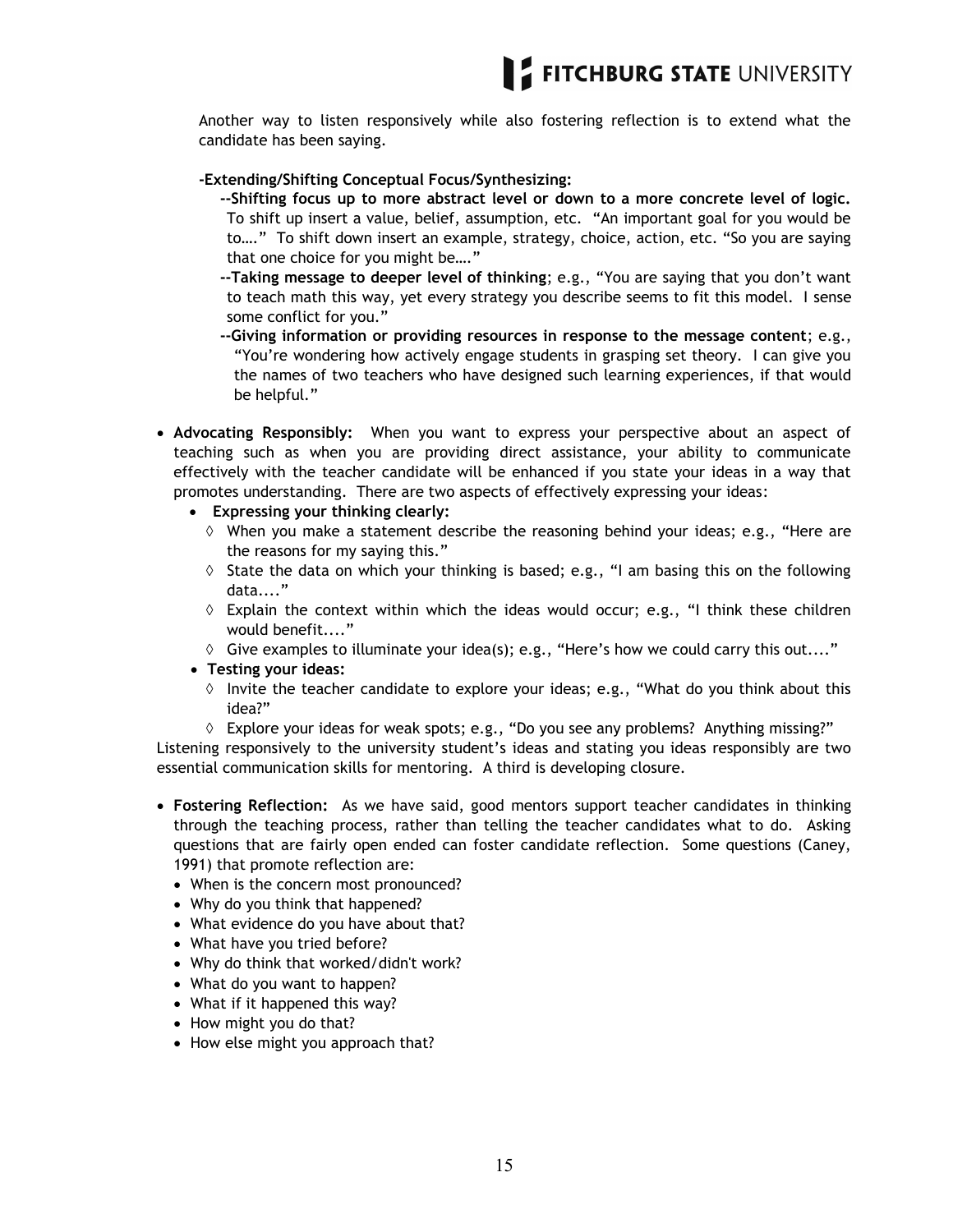Another way to listen responsively while also fostering reflection is to extend what the candidate has been saying.

**-Extending/Shifting Conceptual Focus/Synthesizing:**

- **--Shifting focus up to more abstract level or down to a more concrete level of logic.** To shift up insert a value, belief, assumption, etc. "An important goal for you would be to…." To shift down insert an example, strategy, choice, action, etc. "So you are saying that one choice for you might be…."
- **--Taking message to deeper level of thinking**; e.g., "You are saying that you don't want to teach math this way, yet every strategy you describe seems to fit this model. I sense some conflict for you."
- **--Giving information or providing resources in response to the message content**; e.g., "You're wondering how actively engage students in grasping set theory. I can give you the names of two teachers who have designed such learning experiences, if that would be helpful."

- **Advocating Responsibly:** When you want to express your perspective about an aspect of teaching such as when you are providing direct assistance, your ability to communicate effectively with the teacher candidate will be enhanced if you state your ideas in a way that promotes understanding. There are two aspects of effectively expressing your ideas:
  - **Expressing your thinking clearly:**
    - ◊ When you make a statement describe the reasoning behind your ideas; e.g., "Here are the reasons for my saying this."
    - ◊ State the data on which your thinking is based; e.g., "I am basing this on the following data...."
    - ◊ Explain the context within which the ideas would occur; e.g., "I think these children would benefit...."
    - ◊ Give examples to illuminate your idea(s); e.g., "Here's how we could carry this out...."
  - **Testing your ideas:**
    - ◊ Invite the teacher candidate to explore your ideas; e.g., "What do you think about this idea?"
    - ◊ Explore your ideas for weak spots; e.g., "Do you see any problems? Anything missing?"

Listening responsively to the university student's ideas and stating you ideas responsibly are two essential communication skills for mentoring. A third is developing closure.

- **Fostering Reflection:** As we have said, good mentors support teacher candidates in thinking through the teaching process, rather than telling the teacher candidates what to do. Asking questions that are fairly open ended can foster candidate reflection. Some questions (Caney, 1991) that promote reflection are:
  - When is the concern most pronounced?
  - Why do you think that happened?
  - What evidence do you have about that?
  - What have you tried before?
  - Why do think that worked/didn't work?
  - What do you want to happen?
  - What if it happened this way?
  - How might you do that?
  - How else might you approach that?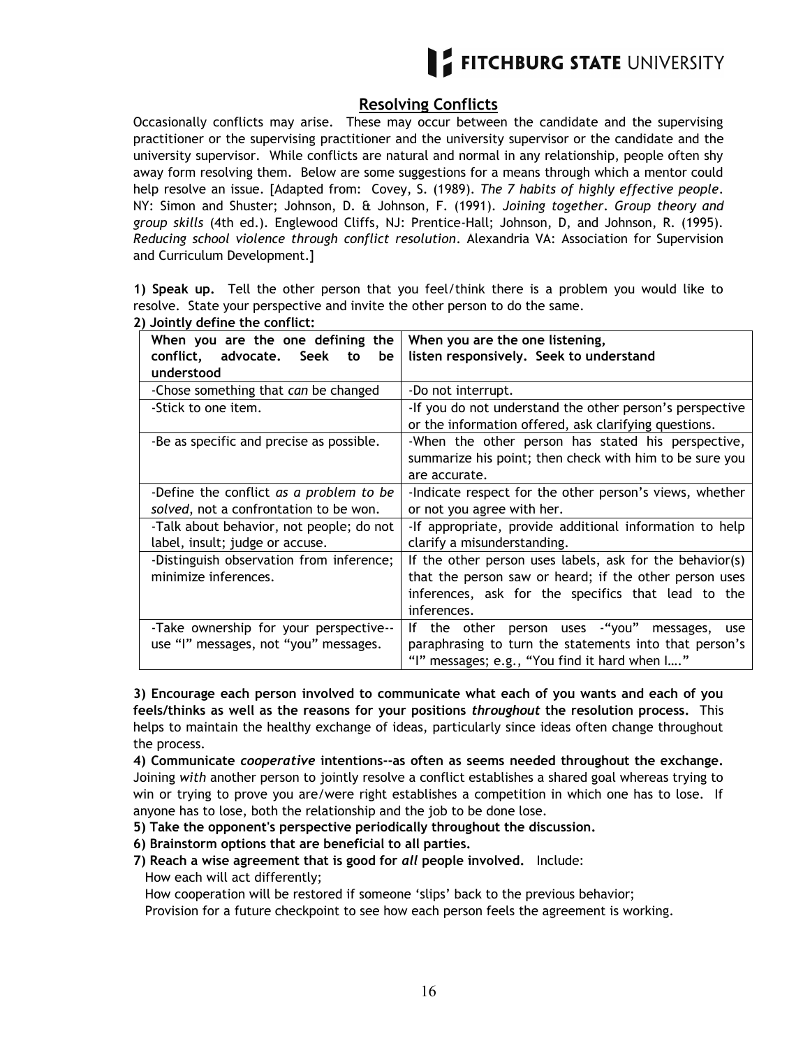## Resolving Conflicts

Occasionally conflicts may arise. These may occur between the candidate and the supervising practitioner or the supervising practitioner and the university supervisor or the candidate and the university supervisor. While conflicts are natural and normal in any relationship, people often shy away form resolving them. Below are some suggestions for a means through which a mentor could help resolve an issue. [Adapted from: Covey, S. (1989). *The 7 habits of highly effective people*. NY: Simon and Shuster; Johnson, D. & Johnson, F. (1991). *Joining together*. *Group theory and group skills* (4th ed.). Englewood Cliffs, NJ: Prentice-Hall; Johnson, D, and Johnson, R. (1995). *Reducing school violence through conflict resolution*. Alexandria VA: Association for Supervision and Curriculum Development.]

**1) Speak up.** Tell the other person that you feel/think there is a problem you would like to resolve. State your perspective and invite the other person to do the same.

**2) Jointly define the conflict:**

| **When you are the one defining the conflict, advocate. Seek to be understood** | **When you are the one listening, listen responsively. Seek to understand** |
|---|---|
| -Chose something that *can* be changed | -Do not interrupt. |
| -Stick to one item. | -If you do not understand the other person's perspective or the information offered, ask clarifying questions. |
| -Be as specific and precise as possible. | -When the other person has stated his perspective, summarize his point; then check with him to be sure you are accurate. |
| -Define the conflict *as a problem to be solved*, not a confrontation to be won. | -Indicate respect for the other person's views, whether or not you agree with her. |
| -Talk about behavior, not people; do not label, insult; judge or accuse. | -If appropriate, provide additional information to help clarify a misunderstanding. |
| -Distinguish observation from inference; minimize inferences. | If the other person uses labels, ask for the behavior(s) that the person saw or heard; if the other person uses inferences, ask for the specifics that lead to the inferences. |
| -Take ownership for your perspective--use "I" messages, not "you" messages. | If the other person uses -"you" messages, use paraphrasing to turn the statements into that person's "I" messages; e.g., "You find it hard when I…." |

**3) Encourage each person involved to communicate what each of you wants and each of you feels/thinks as well as the reasons for your positions *throughout* the resolution process.** This helps to maintain the healthy exchange of ideas, particularly since ideas often change throughout the process.

**4) Communicate *cooperative* intentions--as often as seems needed throughout the exchange.** Joining *with* another person to jointly resolve a conflict establishes a shared goal whereas trying to win or trying to prove you are/were right establishes a competition in which one has to lose. If anyone has to lose, both the relationship and the job to be done lose.

**5) Take the opponent's perspective periodically throughout the discussion.**

**6) Brainstorm options that are beneficial to all parties.**

**7) Reach a wise agreement that is good for *all* people involved.** Include:

How each will act differently;

How cooperation will be restored if someone 'slips' back to the previous behavior;

Provision for a future checkpoint to see how each person feels the agreement is working.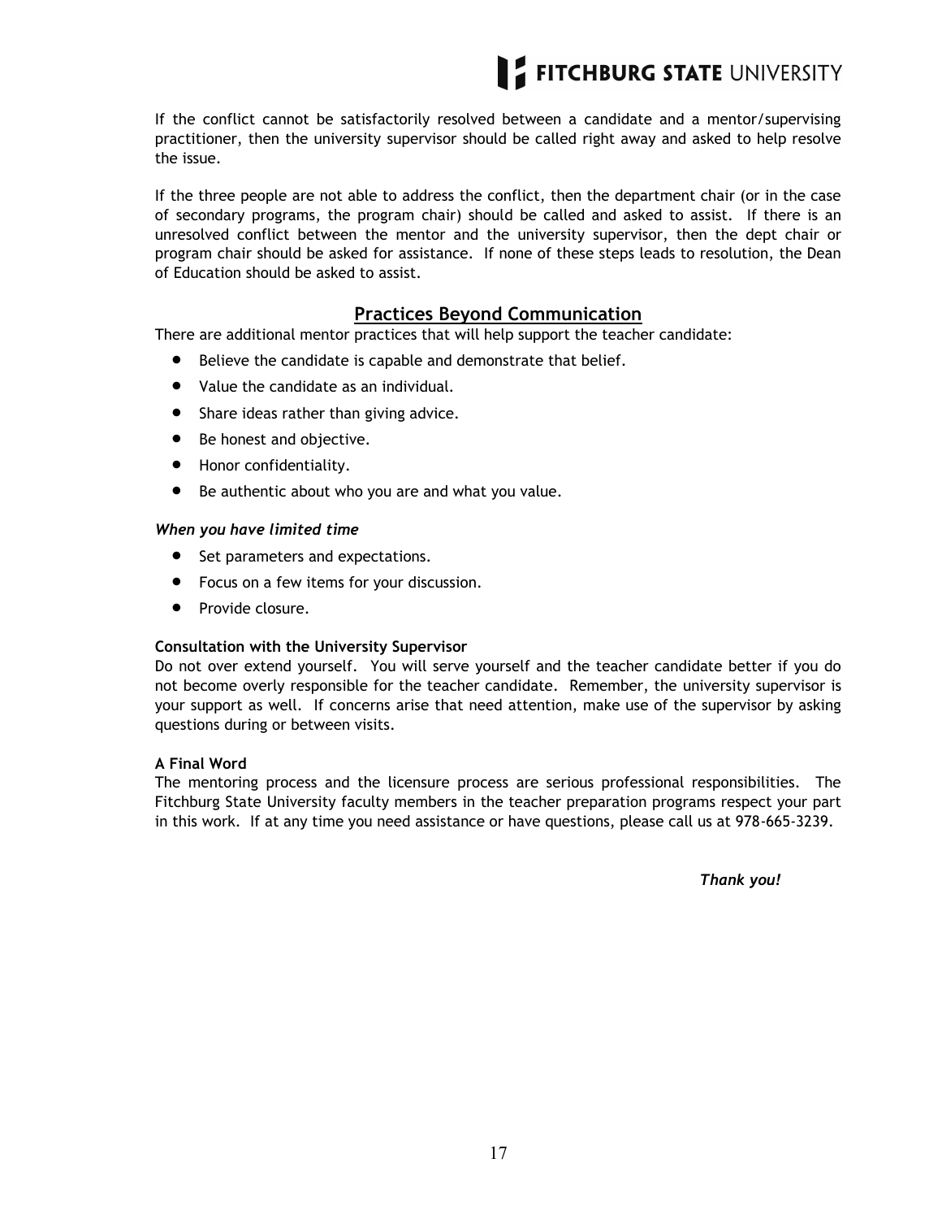If the conflict cannot be satisfactorily resolved between a candidate and a mentor/supervising practitioner, then the university supervisor should be called right away and asked to help resolve the issue.

If the three people are not able to address the conflict, then the department chair (or in the case of secondary programs, the program chair) should be called and asked to assist. If there is an unresolved conflict between the mentor and the university supervisor, then the dept chair or program chair should be asked for assistance. If none of these steps leads to resolution, the Dean of Education should be asked to assist.

## Practices Beyond Communication

There are additional mentor practices that will help support the teacher candidate:

- Believe the candidate is capable and demonstrate that belief.
- Value the candidate as an individual.
- Share ideas rather than giving advice.
- Be honest and objective.
- Honor confidentiality.
- Be authentic about who you are and what you value.

***When you have limited time***

- Set parameters and expectations.
- Focus on a few items for your discussion.
- Provide closure.

**Consultation with the University Supervisor**

Do not over extend yourself. You will serve yourself and the teacher candidate better if you do not become overly responsible for the teacher candidate. Remember, the university supervisor is your support as well. If concerns arise that need attention, make use of the supervisor by asking questions during or between visits.

**A Final Word**

The mentoring process and the licensure process are serious professional responsibilities. The Fitchburg State University faculty members in the teacher preparation programs respect your part in this work. If at any time you need assistance or have questions, please call us at 978-665-3239.

***Thank you!***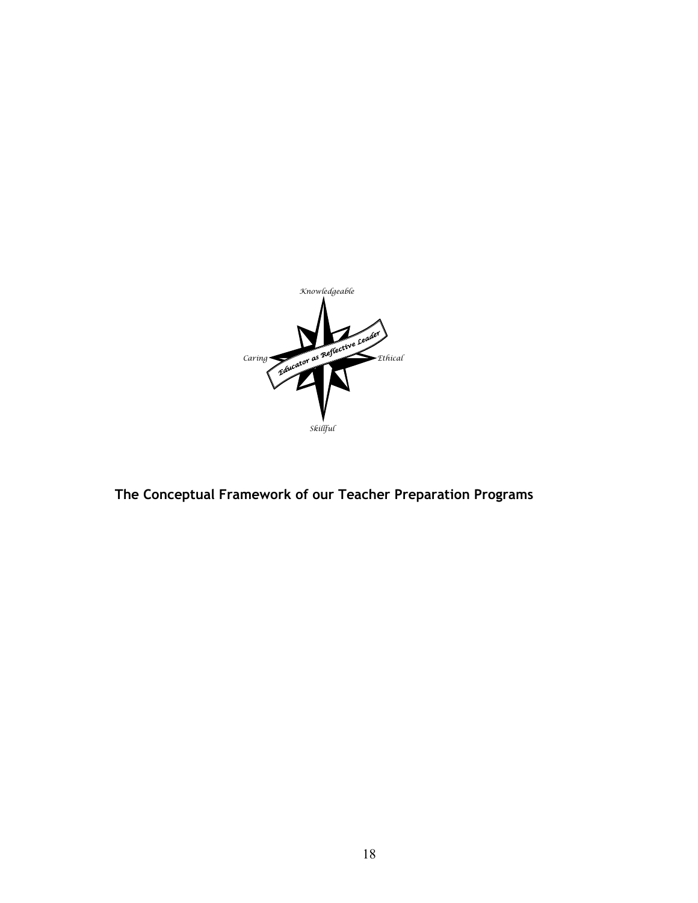*Knowledgeable*

*Caring* *Educator as Reflective Leader* *Ethical*

*Skillful*

**The Conceptual Framework of our Teacher Preparation Programs**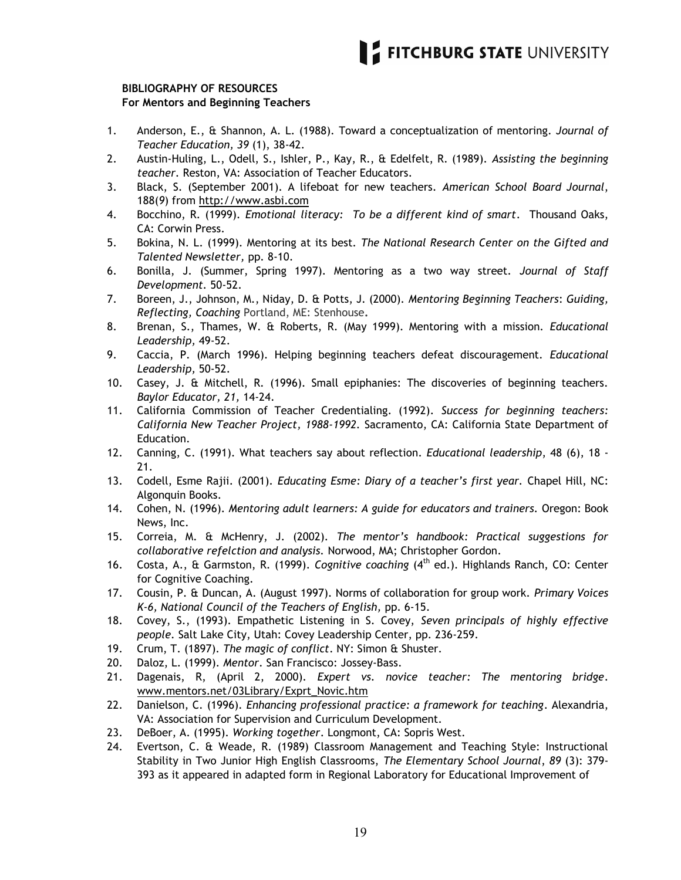**BIBLIOGRAPHY OF RESOURCES**
**For Mentors and Beginning Teachers**

1. Anderson, E., & Shannon, A. L. (1988). Toward a conceptualization of mentoring. *Journal of Teacher Education, 39* (1), 38-42.
2. Austin-Huling, L., Odell, S., Ishler, P., Kay, R., & Edelfelt, R. (1989). *Assisting the beginning teacher*. Reston, VA: Association of Teacher Educators.
3. Black, S. (September 2001). A lifeboat for new teachers. *American School Board Journal*, 188(9) from http://www.asbi.com
4. Bocchino, R. (1999). *Emotional literacy: To be a different kind of smart*. Thousand Oaks, CA: Corwin Press.
5. Bokina, N. L. (1999). Mentoring at its best. *The National Research Center on the Gifted and Talented Newsletter,* pp. 8-10.
6. Bonilla, J. (Summer, Spring 1997). Mentoring as a two way street. *Journal of Staff Development*. 50-52.
7. Boreen, J., Johnson, M., Niday, D. & Potts, J. (2000). *Mentoring Beginning Teachers*: *Guiding, Reflecting, Coaching* Portland, ME: Stenhouse**.**
8. Brenan, S., Thames, W. & Roberts, R. (May 1999). Mentoring with a mission. *Educational Leadership,* 49-52.
9. Caccia, P. (March 1996). Helping beginning teachers defeat discouragement. *Educational Leadership,* 50-52.
10. Casey, J. & Mitchell, R. (1996). Small epiphanies: The discoveries of beginning teachers. *Baylor Educator, 21,* 14-24.
11. California Commission of Teacher Credentialing. (1992). *Success for beginning teachers: California New Teacher Project, 1988-1992*. Sacramento, CA: California State Department of Education.
12. Canning, C. (1991). What teachers say about reflection. *Educational leadership*, 48 (6), 18 - 21.
13. Codell, Esme Rajii. (2001). *Educating Esme: Diary of a teacher's first year*. Chapel Hill, NC: Algonquin Books.
14. Cohen, N. (1996). *Mentoring adult learners: A guide for educators and trainers*. Oregon: Book News, Inc.
15. Correia, M. & McHenry, J. (2002). *The mentor's handbook: Practical suggestions for collaborative refelction and analysis*. Norwood, MA; Christopher Gordon.
16. Costa, A., & Garmston, R. (1999). *Cognitive coaching* (4th ed.). Highlands Ranch, CO: Center for Cognitive Coaching.
17. Cousin, P. & Duncan, A. (August 1997). Norms of collaboration for group work. *Primary Voices K-6, National Council of the Teachers of English,* pp. 6-15.
18. Covey, S., (1993). Empathetic Listening in S. Covey, *Seven principals of highly effective people*. Salt Lake City, Utah: Covey Leadership Center, pp. 236-259.
19. Crum, T. (1897). *The magic of conflict*. NY: Simon & Shuster.
20. Daloz, L. (1999). *Mentor*. San Francisco: Jossey-Bass.
21. Dagenais, R, (April 2, 2000). *Expert vs. novice teacher: The mentoring bridge*. www.mentors.net/03Library/Exprt_Novic.htm
22. Danielson, C. (1996). *Enhancing professional practice: a framework for teaching*. Alexandria, VA: Association for Supervision and Curriculum Development.
23. DeBoer, A. (1995). *Working together*. Longmont, CA: Sopris West.
24. Evertson, C. & Weade, R. (1989) Classroom Management and Teaching Style: Instructional Stability in Two Junior High English Classrooms, *The Elementary School Journal*, *89* (3): 379-393 as it appeared in adapted form in Regional Laboratory for Educational Improvement of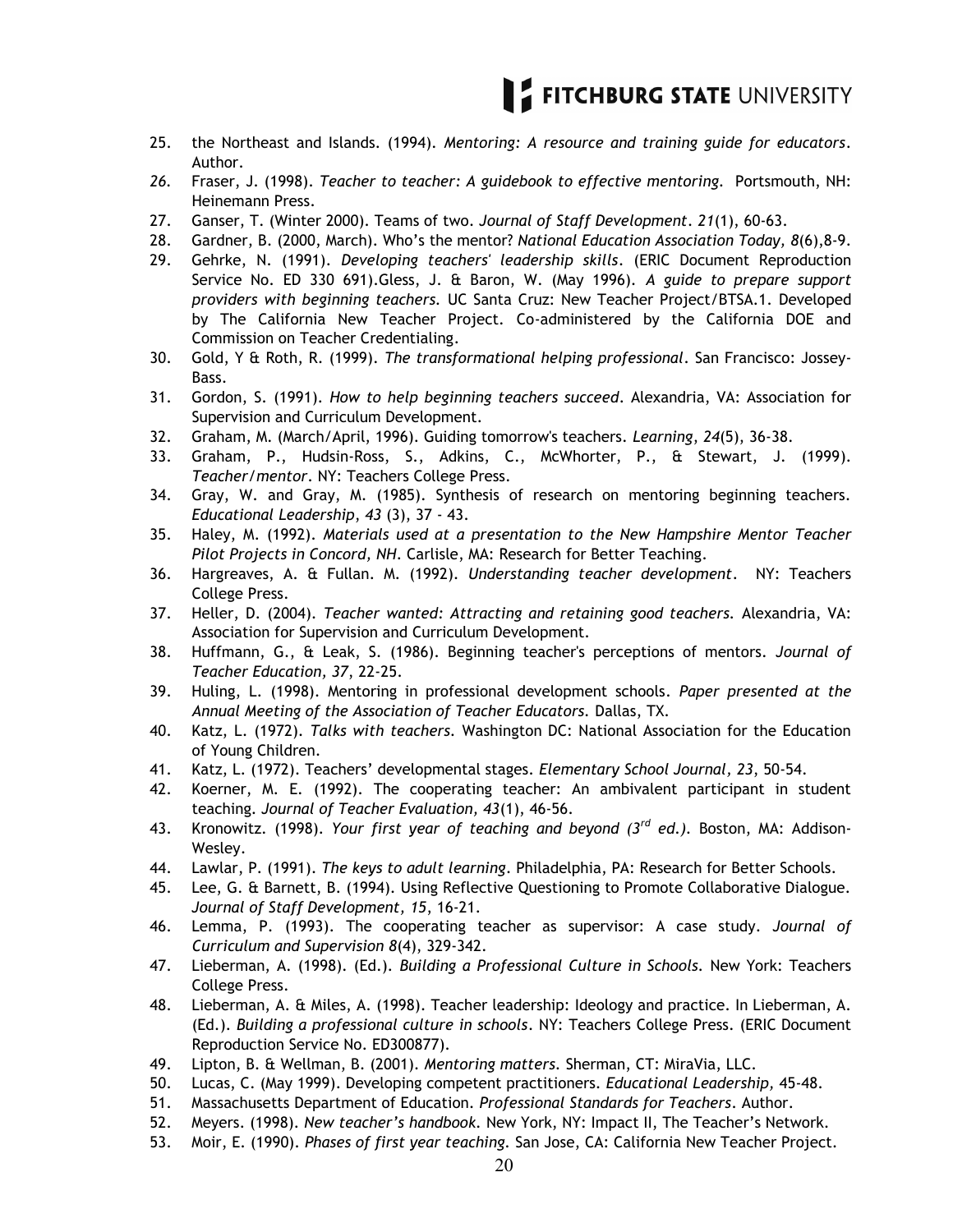25. the Northeast and Islands. (1994). *Mentoring: A resource and training guide for educators*. Author.
26. Fraser, J. (1998). *Teacher to teacher: A guidebook to effective mentoring.* Portsmouth, NH: Heinemann Press.
27. Ganser, T. (Winter 2000). Teams of two. *Journal of Staff Development*. *21*(1), 60-63.
28. Gardner, B. (2000, March). Who's the mentor? *National Education Association Today, 8*(6),8-9.
29. Gehrke, N. (1991). *Developing teachers' leadership skills*. (ERIC Document Reproduction Service No. ED 330 691).Gless, J. & Baron, W. (May 1996). *A guide to prepare support providers with beginning teachers.* UC Santa Cruz: New Teacher Project/BTSA.1. Developed by The California New Teacher Project. Co-administered by the California DOE and Commission on Teacher Credentialing.
30. Gold, Y & Roth, R. (1999). *The transformational helping professional*. San Francisco: Jossey-Bass.
31. Gordon, S. (1991). *How to help beginning teachers succeed*. Alexandria, VA: Association for Supervision and Curriculum Development.
32. Graham, M. (March/April, 1996). Guiding tomorrow's teachers. *Learning*, *24*(5), 36-38.
33. Graham, P., Hudsin-Ross, S., Adkins, C., McWhorter, P., & Stewart, J. (1999). *Teacher/mentor*. NY: Teachers College Press.
34. Gray, W. and Gray, M. (1985). Synthesis of research on mentoring beginning teachers. *Educational Leadership*, *43* (3), 37 - 43.
35. Haley, M. (1992). *Materials used at a presentation to the New Hampshire Mentor Teacher Pilot Projects in Concord, NH*. Carlisle, MA: Research for Better Teaching.
36. Hargreaves, A. & Fullan. M. (1992). *Understanding teacher development*. NY: Teachers College Press.
37. Heller, D. (2004). *Teacher wanted: Attracting and retaining good teachers.* Alexandria, VA: Association for Supervision and Curriculum Development.
38. Huffmann, G., & Leak, S. (1986). Beginning teacher's perceptions of mentors. *Journal of Teacher Education, 37*, 22-25.
39. Huling, L. (1998). Mentoring in professional development schools. *Paper presented at the Annual Meeting of the Association of Teacher Educators.* Dallas, TX.
40. Katz, L. (1972). *Talks with teachers.* Washington DC: National Association for the Education of Young Children.
41. Katz, L. (1972). Teachers' developmental stages. *Elementary School Journal, 23*, 50-54.
42. Koerner, M. E. (1992). The cooperating teacher: An ambivalent participant in student teaching. *Journal of Teacher Evaluation, 43*(1), 46-56.
43. Kronowitz. (1998). *Your first year of teaching and beyond (3rd ed.).* Boston, MA: Addison-Wesley.
44. Lawlar, P. (1991). *The keys to adult learning*. Philadelphia, PA: Research for Better Schools.
45. Lee, G. & Barnett, B. (1994). Using Reflective Questioning to Promote Collaborative Dialogue. *Journal of Staff Development, 15*, 16-21.
46. Lemma, P. (1993). The cooperating teacher as supervisor: A case study. *Journal of Curriculum and Supervision 8*(4), 329-342.
47. Lieberman, A. (1998). (Ed.). *Building a Professional Culture in Schools.* New York: Teachers College Press.
48. Lieberman, A. & Miles, A. (1998). Teacher leadership: Ideology and practice. In Lieberman, A. (Ed.). *Building a professional culture in schools*. NY: Teachers College Press. (ERIC Document Reproduction Service No. ED300877).
49. Lipton, B. & Wellman, B. (2001). *Mentoring matters.* Sherman, CT: MiraVia, LLC.
50. Lucas, C. (May 1999). Developing competent practitioners. *Educational Leadership,* 45-48.
51. Massachusetts Department of Education. *Professional Standards for Teachers*. Author.
52. Meyers. (1998). *New teacher's handbook.* New York, NY: Impact II, The Teacher's Network.
53. Moir, E. (1990). *Phases of first year teaching.* San Jose, CA: California New Teacher Project.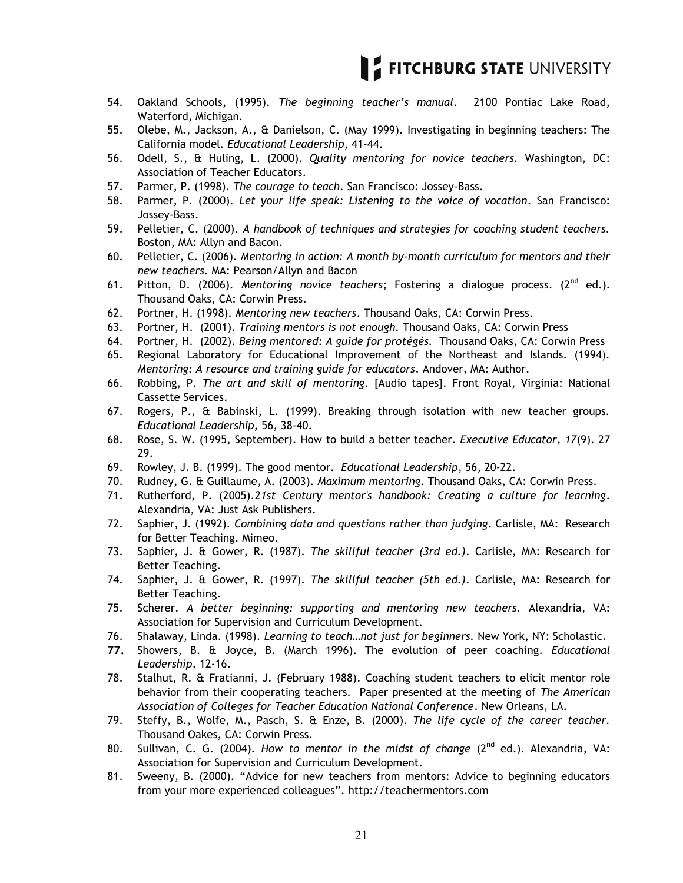54. Oakland Schools, (1995). *The beginning teacher's manual.* 2100 Pontiac Lake Road, Waterford, Michigan.
55. Olebe, M., Jackson, A., & Danielson, C. (May 1999). Investigating in beginning teachers: The California model. *Educational Leadership*, 41-44.
56. Odell, S., & Huling, L. (2000). *Quality mentoring for novice teachers.* Washington, DC: Association of Teacher Educators.
57. Parmer, P. (1998). *The courage to teach*. San Francisco: Jossey-Bass.
58. Parmer, P. (2000). *Let your life speak: Listening to the voice of vocation*. San Francisco: Jossey-Bass.
59. Pelletier, C. (2000). *A handbook of techniques and strategies for coaching student teachers.* Boston, MA: Allyn and Bacon.
60. Pelletier, C. (2006). *Mentoring in action: A month by-month curriculum for mentors and their new teachers.* MA: Pearson/Allyn and Bacon
61. Pitton, D. (2006). *Mentoring novice teachers*; Fostering a dialogue process. (2nd ed.). Thousand Oaks, CA: Corwin Press.
62. Portner, H. (1998). *Mentoring new teachers*. Thousand Oaks, CA: Corwin Press.
63. Portner, H. (2001). *Training mentors is not enough.* Thousand Oaks, CA: Corwin Press
64. Portner, H. (2002). *Being mentored: A guide for protégés.* Thousand Oaks, CA: Corwin Press
65. Regional Laboratory for Educational Improvement of the Northeast and Islands. (1994). *Mentoring: A resource and training guide for educators*. Andover, MA: Author.
66. Robbing, P. *The art and skill of mentoring.* [Audio tapes]. Front Royal, Virginia: National Cassette Services.
67. Rogers, P., & Babinski, L. (1999). Breaking through isolation with new teacher groups. *Educational Leadership,* 56, 38-40.
68. Rose, S. W. (1995, September). How to build a better teacher. *Executive Educator, 17*(9). 27 29.
69. Rowley, J. B. (1999). The good mentor. *Educational Leadership*, 56, 20-22.
70. Rudney, G. & Guillaume, A. (2003). *Maximum mentoring.* Thousand Oaks, CA: Corwin Press.
71. Rutherford, P. (2005).*21st Century mentor's handbook: Creating a culture for learning*. Alexandria, VA: Just Ask Publishers.
72. Saphier, J. (1992). *Combining data and questions rather than judging*. Carlisle, MA: Research for Better Teaching. Mimeo.
73. Saphier, J. & Gower, R. (1987). *The skillful teacher (3rd ed.)*. Carlisle, MA: Research for Better Teaching.
74. Saphier, J. & Gower, R. (1997). *The skillful teacher (5th ed.)*. Carlisle, MA: Research for Better Teaching.
75. Scherer. *A better beginning: supporting and mentoring new teachers.* Alexandria, VA: Association for Supervision and Curriculum Development.
76. Shalaway, Linda. (1998). *Learning to teach…not just for beginners.* New York, NY: Scholastic.
77. Showers, B. & Joyce, B. (March 1996). The evolution of peer coaching. *Educational Leadership*, 12-16.
78. Stalhut, R. & Fratianni, J. (February 1988). Coaching student teachers to elicit mentor role behavior from their cooperating teachers. Paper presented at the meeting of *The American Association of Colleges for Teacher Education National Conference*. New Orleans, LA.
79. Steffy, B., Wolfe, M., Pasch, S. & Enze, B. (2000). *The life cycle of the career teacher*. Thousand Oakes, CA: Corwin Press.
80. Sullivan, C. G. (2004). *How to mentor in the midst of change* (2nd ed.). Alexandria, VA: Association for Supervision and Curriculum Development.
81. Sweeny, B. (2000). "Advice for new teachers from mentors: Advice to beginning educators from your more experienced colleagues". http://teachermentors.com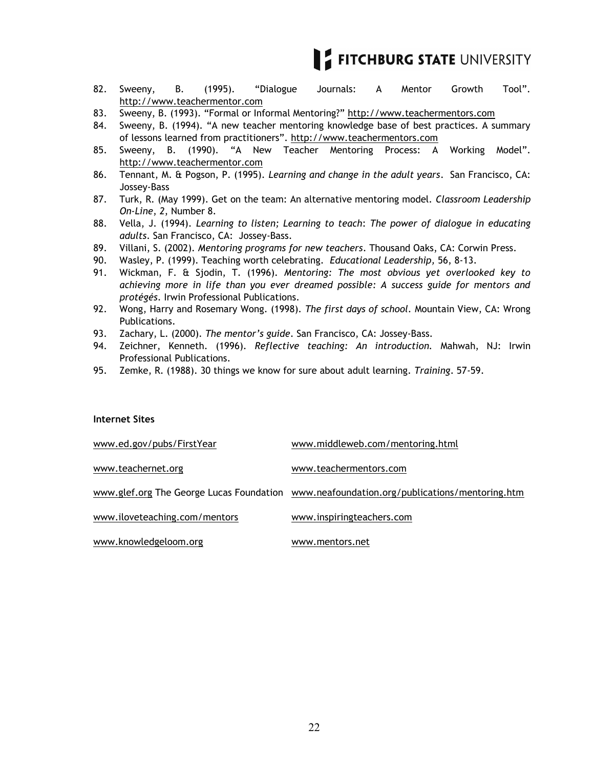82. Sweeny, B. (1995). “Dialogue Journals: A Mentor Growth Tool”. http://www.teachermentor.com
83. Sweeny, B. (1993). “Formal or Informal Mentoring?” http://www.teachermentors.com
84. Sweeny, B. (1994). “A new teacher mentoring knowledge base of best practices. A summary of lessons learned from practitioners”. http://www.teachermentors.com
85. Sweeny, B. (1990). “A New Teacher Mentoring Process: A Working Model”. http://www.teachermentor.com
86. Tennant, M. & Pogson, P. (1995). *Learning and change in the adult years*. San Francisco, CA: Jossey-Bass
87. Turk, R. (May 1999). Get on the team: An alternative mentoring model. *Classroom Leadership On-Line*, *2,* Number 8.
88. Vella, J. (1994). *Learning to listen; Learning to teach*: *The power of dialogue in educating adults*. San Francisco, CA: Jossey-Bass.
89. Villani, S. (2002). *Mentoring programs for new teachers*. Thousand Oaks, CA: Corwin Press.
90. Wasley, P. (1999). Teaching worth celebrating. *Educational Leadership,* 56, 8-13.
91. Wickman, F. & Sjodin, T. (1996). *Mentoring: The most obvious yet overlooked key to achieving more in life than you ever dreamed possible: A success guide for mentors and protégés*. Irwin Professional Publications.
92. Wong, Harry and Rosemary Wong. (1998). *The first days of school*. Mountain View, CA: Wrong Publications.
93. Zachary, L. (2000). *The mentor's guide*. San Francisco, CA: Jossey-Bass.
94. Zeichner, Kenneth. (1996). *Reflective teaching: An introduction.* Mahwah, NJ: Irwin Professional Publications.
95. Zemke, R. (1988). 30 things we know for sure about adult learning. *Training*. 57-59.

**Internet Sites**

www.ed.gov/pubs/FirstYear

www.middleweb.com/mentoring.html

www.teachernet.org

www.teachermentors.com

www.glef.org The George Lucas Foundation

www.neafoundation.org/publications/mentoring.htm

www.iloveteaching.com/mentors

www.inspiringteachers.com

www.knowledgeloom.org

www.mentors.net